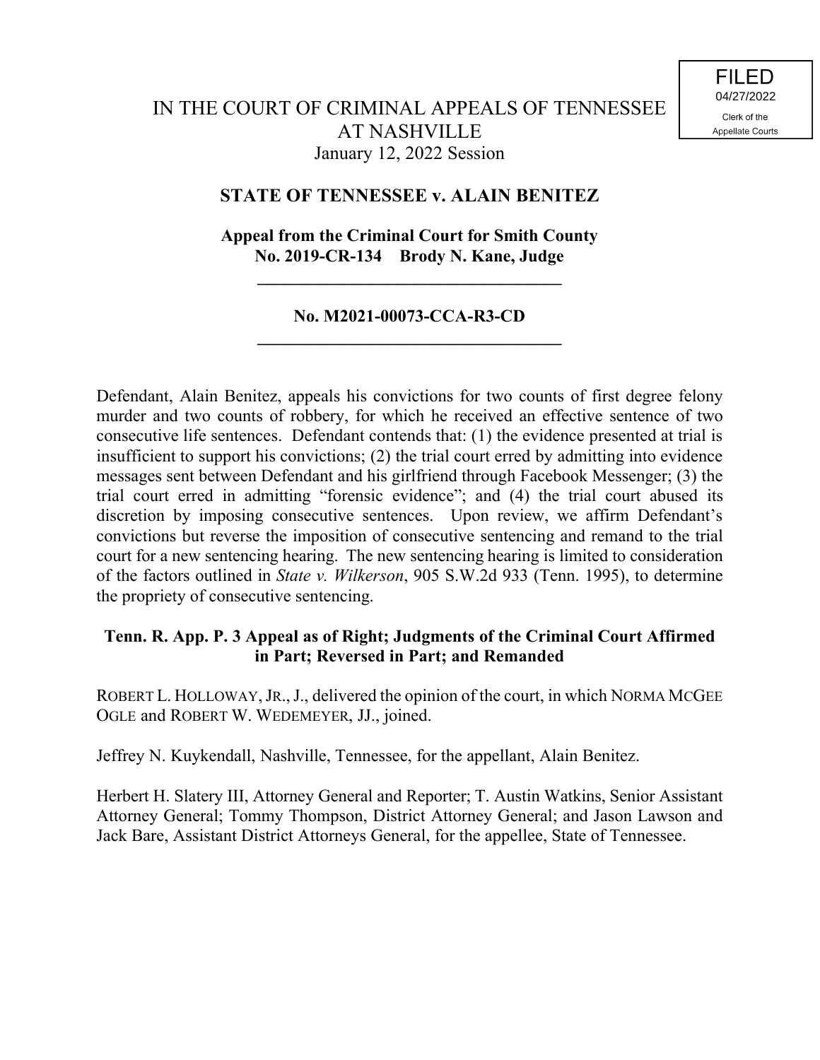FILED
04/27/2022
Clerk of the
Appellate Courts

# IN THE COURT OF CRIMINAL APPEALS OF TENNESSEE AT NASHVILLE

January 12, 2022 Session

## STATE OF TENNESSEE v. ALAIN BENITEZ

**Appeal from the Criminal Court for Smith County**
**No. 2019-CR-134 Brody N. Kane, Judge**

---

**No. M2021-00073-CCA-R3-CD**

---

Defendant, Alain Benitez, appeals his convictions for two counts of first degree felony murder and two counts of robbery, for which he received an effective sentence of two consecutive life sentences. Defendant contends that: (1) the evidence presented at trial is insufficient to support his convictions; (2) the trial court erred by admitting into evidence messages sent between Defendant and his girlfriend through Facebook Messenger; (3) the trial court erred in admitting "forensic evidence"; and (4) the trial court abused its discretion by imposing consecutive sentences. Upon review, we affirm Defendant's convictions but reverse the imposition of consecutive sentencing and remand to the trial court for a new sentencing hearing. The new sentencing hearing is limited to consideration of the factors outlined in *State v. Wilkerson*, 905 S.W.2d 933 (Tenn. 1995), to determine the propriety of consecutive sentencing.

**Tenn. R. App. P. 3 Appeal as of Right; Judgments of the Criminal Court Affirmed in Part; Reversed in Part; and Remanded**

ROBERT L. HOLLOWAY, JR., J., delivered the opinion of the court, in which NORMA MCGEE OGLE and ROBERT W. WEDEMEYER, JJ., joined.

Jeffrey N. Kuykendall, Nashville, Tennessee, for the appellant, Alain Benitez.

Herbert H. Slatery III, Attorney General and Reporter; T. Austin Watkins, Senior Assistant Attorney General; Tommy Thompson, District Attorney General; and Jason Lawson and Jack Bare, Assistant District Attorneys General, for the appellee, State of Tennessee.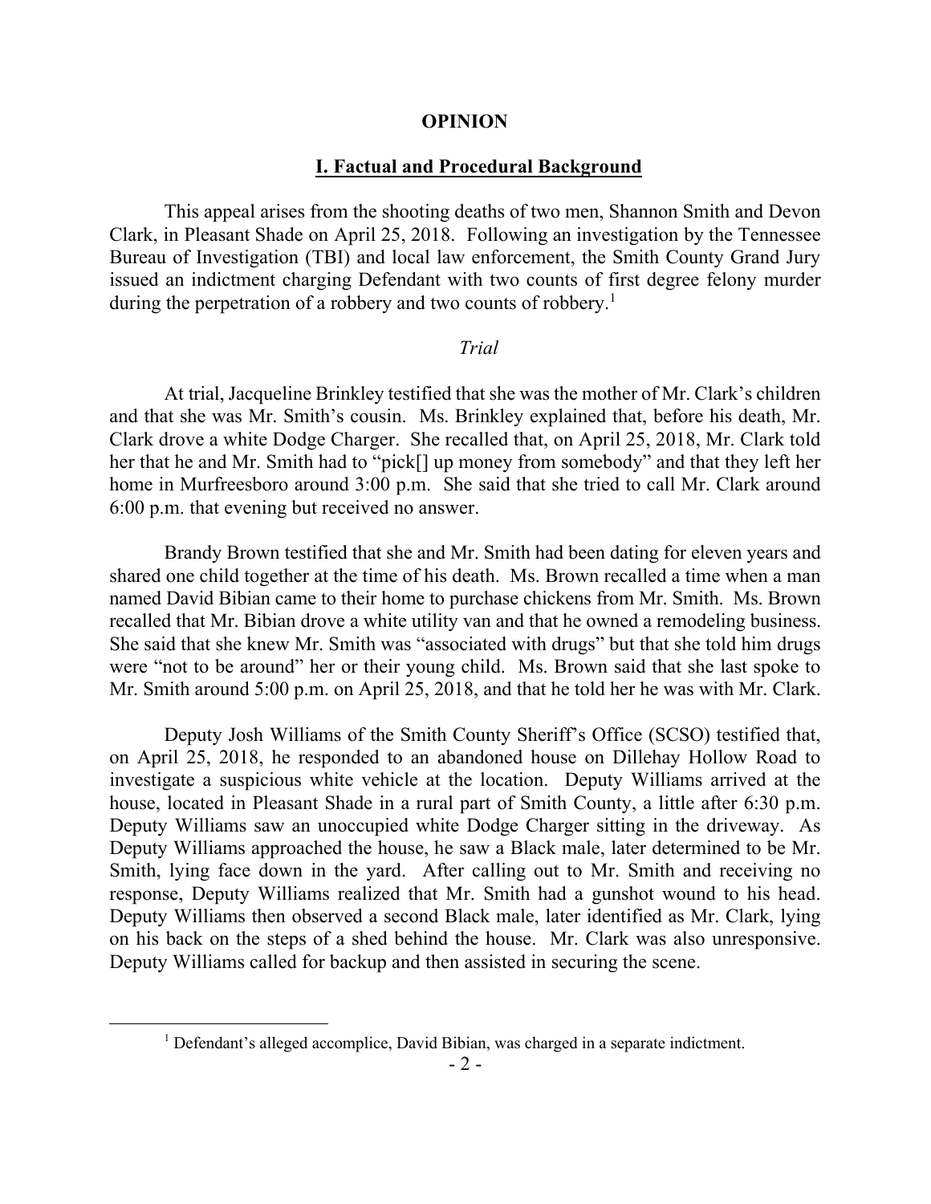# OPINION

## I. Factual and Procedural Background

This appeal arises from the shooting deaths of two men, Shannon Smith and Devon Clark, in Pleasant Shade on April 25, 2018. Following an investigation by the Tennessee Bureau of Investigation (TBI) and local law enforcement, the Smith County Grand Jury issued an indictment charging Defendant with two counts of first degree felony murder during the perpetration of a robbery and two counts of robbery.[1]

### *Trial*

At trial, Jacqueline Brinkley testified that she was the mother of Mr. Clark's children and that she was Mr. Smith's cousin. Ms. Brinkley explained that, before his death, Mr. Clark drove a white Dodge Charger. She recalled that, on April 25, 2018, Mr. Clark told her that he and Mr. Smith had to "pick[] up money from somebody" and that they left her home in Murfreesboro around 3:00 p.m. She said that she tried to call Mr. Clark around 6:00 p.m. that evening but received no answer.

Brandy Brown testified that she and Mr. Smith had been dating for eleven years and shared one child together at the time of his death. Ms. Brown recalled a time when a man named David Bibian came to their home to purchase chickens from Mr. Smith. Ms. Brown recalled that Mr. Bibian drove a white utility van and that he owned a remodeling business. She said that she knew Mr. Smith was "associated with drugs" but that she told him drugs were "not to be around" her or their young child. Ms. Brown said that she last spoke to Mr. Smith around 5:00 p.m. on April 25, 2018, and that he told her he was with Mr. Clark.

Deputy Josh Williams of the Smith County Sheriff's Office (SCSO) testified that, on April 25, 2018, he responded to an abandoned house on Dillehay Hollow Road to investigate a suspicious white vehicle at the location. Deputy Williams arrived at the house, located in Pleasant Shade in a rural part of Smith County, a little after 6:30 p.m. Deputy Williams saw an unoccupied white Dodge Charger sitting in the driveway. As Deputy Williams approached the house, he saw a Black male, later determined to be Mr. Smith, lying face down in the yard. After calling out to Mr. Smith and receiving no response, Deputy Williams realized that Mr. Smith had a gunshot wound to his head. Deputy Williams then observed a second Black male, later identified as Mr. Clark, lying on his back on the steps of a shed behind the house. Mr. Clark was also unresponsive. Deputy Williams called for backup and then assisted in securing the scene.

[1] Defendant's alleged accomplice, David Bibian, was charged in a separate indictment.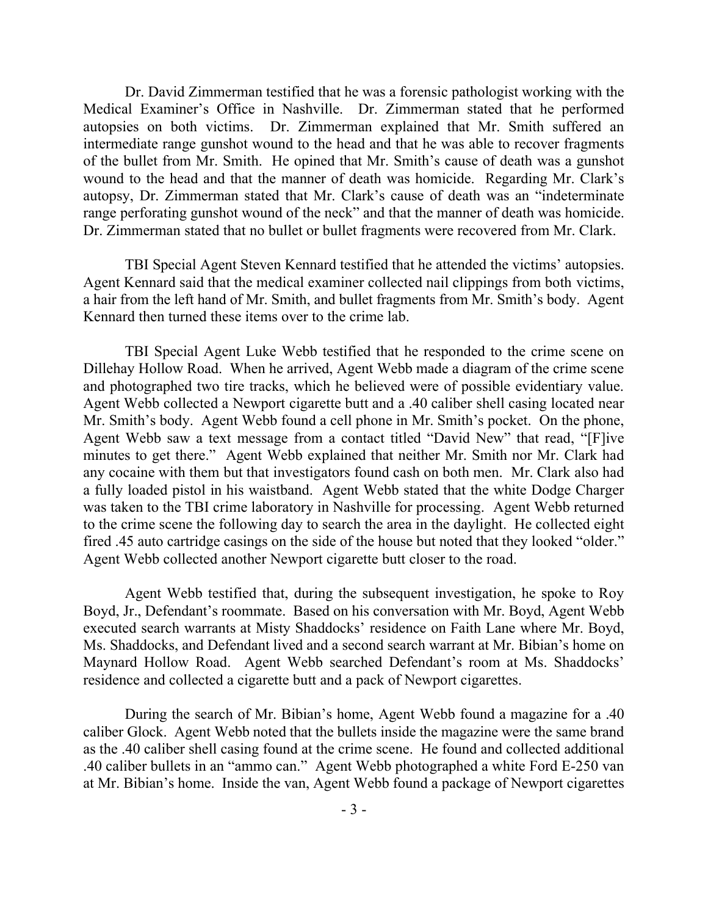Dr. David Zimmerman testified that he was a forensic pathologist working with the Medical Examiner's Office in Nashville. Dr. Zimmerman stated that he performed autopsies on both victims. Dr. Zimmerman explained that Mr. Smith suffered an intermediate range gunshot wound to the head and that he was able to recover fragments of the bullet from Mr. Smith. He opined that Mr. Smith's cause of death was a gunshot wound to the head and that the manner of death was homicide. Regarding Mr. Clark's autopsy, Dr. Zimmerman stated that Mr. Clark's cause of death was an "indeterminate range perforating gunshot wound of the neck" and that the manner of death was homicide. Dr. Zimmerman stated that no bullet or bullet fragments were recovered from Mr. Clark.

TBI Special Agent Steven Kennard testified that he attended the victims' autopsies. Agent Kennard said that the medical examiner collected nail clippings from both victims, a hair from the left hand of Mr. Smith, and bullet fragments from Mr. Smith's body. Agent Kennard then turned these items over to the crime lab.

TBI Special Agent Luke Webb testified that he responded to the crime scene on Dillehay Hollow Road. When he arrived, Agent Webb made a diagram of the crime scene and photographed two tire tracks, which he believed were of possible evidentiary value. Agent Webb collected a Newport cigarette butt and a .40 caliber shell casing located near Mr. Smith's body. Agent Webb found a cell phone in Mr. Smith's pocket. On the phone, Agent Webb saw a text message from a contact titled "David New" that read, "[F]ive minutes to get there." Agent Webb explained that neither Mr. Smith nor Mr. Clark had any cocaine with them but that investigators found cash on both men. Mr. Clark also had a fully loaded pistol in his waistband. Agent Webb stated that the white Dodge Charger was taken to the TBI crime laboratory in Nashville for processing. Agent Webb returned to the crime scene the following day to search the area in the daylight. He collected eight fired .45 auto cartridge casings on the side of the house but noted that they looked "older." Agent Webb collected another Newport cigarette butt closer to the road.

Agent Webb testified that, during the subsequent investigation, he spoke to Roy Boyd, Jr., Defendant's roommate. Based on his conversation with Mr. Boyd, Agent Webb executed search warrants at Misty Shaddocks' residence on Faith Lane where Mr. Boyd, Ms. Shaddocks, and Defendant lived and a second search warrant at Mr. Bibian's home on Maynard Hollow Road. Agent Webb searched Defendant's room at Ms. Shaddocks' residence and collected a cigarette butt and a pack of Newport cigarettes.

During the search of Mr. Bibian's home, Agent Webb found a magazine for a .40 caliber Glock. Agent Webb noted that the bullets inside the magazine were the same brand as the .40 caliber shell casing found at the crime scene. He found and collected additional .40 caliber bullets in an "ammo can." Agent Webb photographed a white Ford E-250 van at Mr. Bibian's home. Inside the van, Agent Webb found a package of Newport cigarettes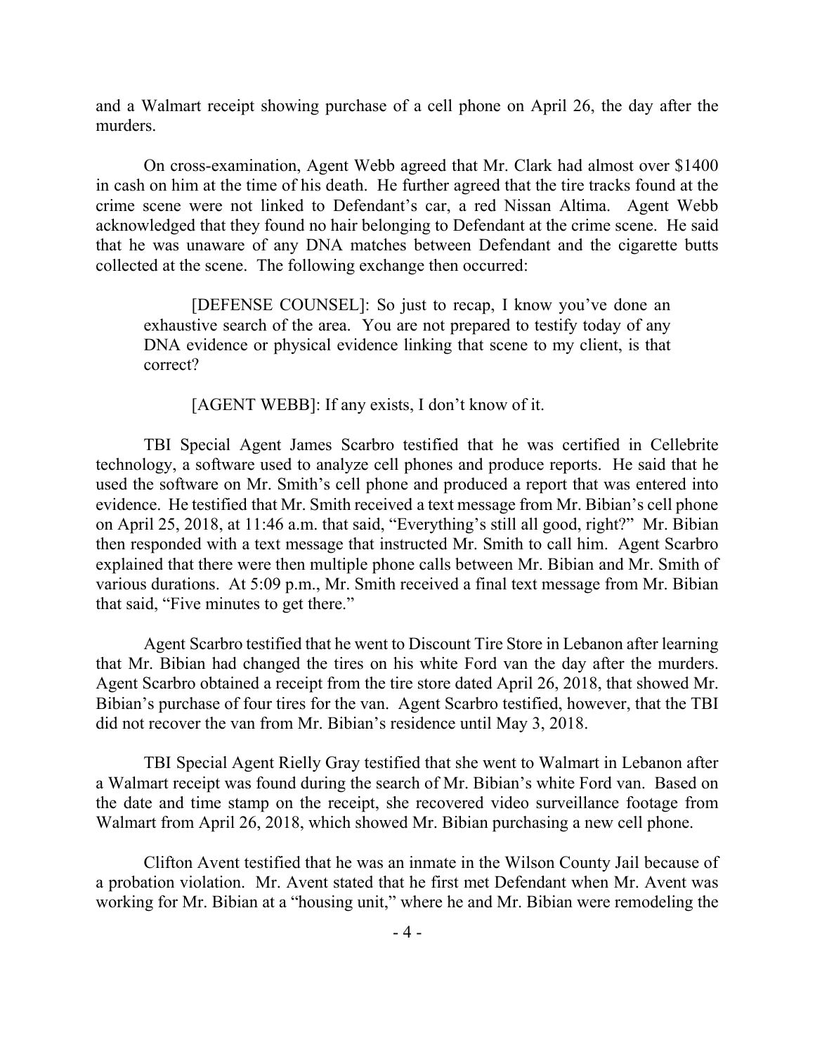and a Walmart receipt showing purchase of a cell phone on April 26, the day after the murders.

On cross-examination, Agent Webb agreed that Mr. Clark had almost over $1400 in cash on him at the time of his death. He further agreed that the tire tracks found at the crime scene were not linked to Defendant's car, a red Nissan Altima. Agent Webb acknowledged that they found no hair belonging to Defendant at the crime scene. He said that he was unaware of any DNA matches between Defendant and the cigarette butts collected at the scene. The following exchange then occurred:

> [DEFENSE COUNSEL]: So just to recap, I know you've done an exhaustive search of the area. You are not prepared to testify today of any DNA evidence or physical evidence linking that scene to my client, is that correct?
>
> [AGENT WEBB]: If any exists, I don't know of it.

TBI Special Agent James Scarbro testified that he was certified in Cellebrite technology, a software used to analyze cell phones and produce reports. He said that he used the software on Mr. Smith's cell phone and produced a report that was entered into evidence. He testified that Mr. Smith received a text message from Mr. Bibian's cell phone on April 25, 2018, at 11:46 a.m. that said, "Everything's still all good, right?" Mr. Bibian then responded with a text message that instructed Mr. Smith to call him. Agent Scarbro explained that there were then multiple phone calls between Mr. Bibian and Mr. Smith of various durations. At 5:09 p.m., Mr. Smith received a final text message from Mr. Bibian that said, "Five minutes to get there."

Agent Scarbro testified that he went to Discount Tire Store in Lebanon after learning that Mr. Bibian had changed the tires on his white Ford van the day after the murders. Agent Scarbro obtained a receipt from the tire store dated April 26, 2018, that showed Mr. Bibian's purchase of four tires for the van. Agent Scarbro testified, however, that the TBI did not recover the van from Mr. Bibian's residence until May 3, 2018.

TBI Special Agent Rielly Gray testified that she went to Walmart in Lebanon after a Walmart receipt was found during the search of Mr. Bibian's white Ford van. Based on the date and time stamp on the receipt, she recovered video surveillance footage from Walmart from April 26, 2018, which showed Mr. Bibian purchasing a new cell phone.

Clifton Avent testified that he was an inmate in the Wilson County Jail because of a probation violation. Mr. Avent stated that he first met Defendant when Mr. Avent was working for Mr. Bibian at a "housing unit," where he and Mr. Bibian were remodeling the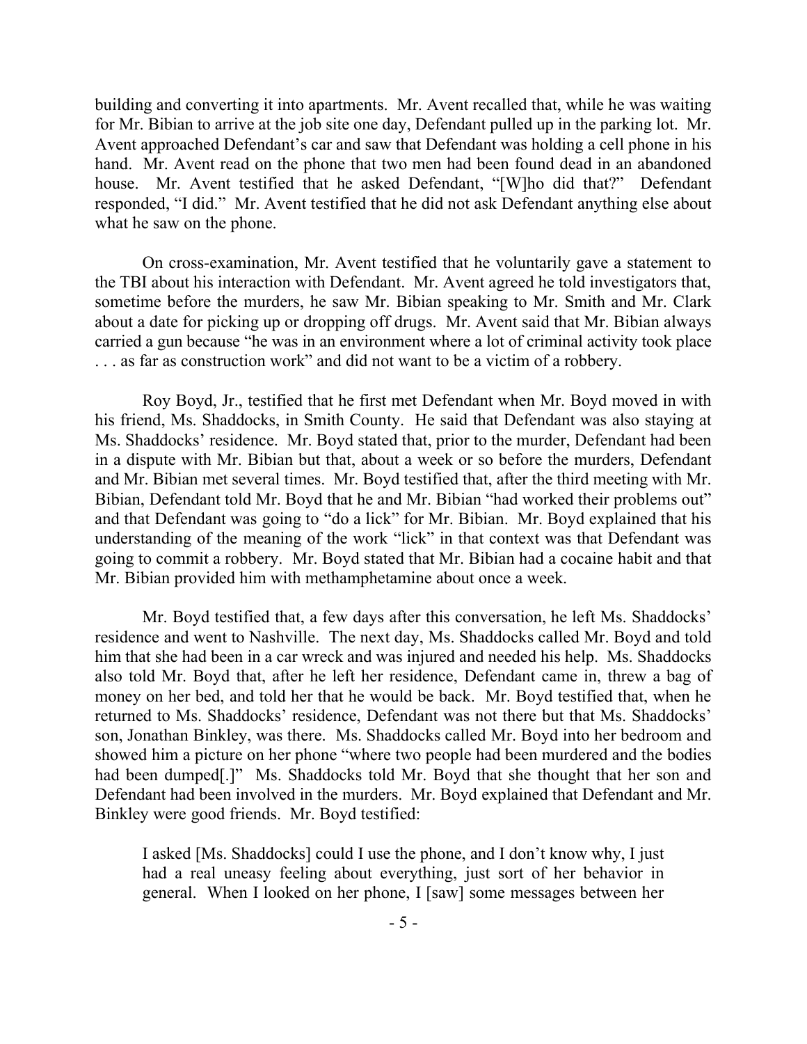building and converting it into apartments. Mr. Avent recalled that, while he was waiting for Mr. Bibian to arrive at the job site one day, Defendant pulled up in the parking lot. Mr. Avent approached Defendant's car and saw that Defendant was holding a cell phone in his hand. Mr. Avent read on the phone that two men had been found dead in an abandoned house. Mr. Avent testified that he asked Defendant, "[W]ho did that?" Defendant responded, "I did." Mr. Avent testified that he did not ask Defendant anything else about what he saw on the phone.

On cross-examination, Mr. Avent testified that he voluntarily gave a statement to the TBI about his interaction with Defendant. Mr. Avent agreed he told investigators that, sometime before the murders, he saw Mr. Bibian speaking to Mr. Smith and Mr. Clark about a date for picking up or dropping off drugs. Mr. Avent said that Mr. Bibian always carried a gun because "he was in an environment where a lot of criminal activity took place . . . as far as construction work" and did not want to be a victim of a robbery.

Roy Boyd, Jr., testified that he first met Defendant when Mr. Boyd moved in with his friend, Ms. Shaddocks, in Smith County. He said that Defendant was also staying at Ms. Shaddocks' residence. Mr. Boyd stated that, prior to the murder, Defendant had been in a dispute with Mr. Bibian but that, about a week or so before the murders, Defendant and Mr. Bibian met several times. Mr. Boyd testified that, after the third meeting with Mr. Bibian, Defendant told Mr. Boyd that he and Mr. Bibian "had worked their problems out" and that Defendant was going to "do a lick" for Mr. Bibian. Mr. Boyd explained that his understanding of the meaning of the work "lick" in that context was that Defendant was going to commit a robbery. Mr. Boyd stated that Mr. Bibian had a cocaine habit and that Mr. Bibian provided him with methamphetamine about once a week.

Mr. Boyd testified that, a few days after this conversation, he left Ms. Shaddocks' residence and went to Nashville. The next day, Ms. Shaddocks called Mr. Boyd and told him that she had been in a car wreck and was injured and needed his help. Ms. Shaddocks also told Mr. Boyd that, after he left her residence, Defendant came in, threw a bag of money on her bed, and told her that he would be back. Mr. Boyd testified that, when he returned to Ms. Shaddocks' residence, Defendant was not there but that Ms. Shaddocks' son, Jonathan Binkley, was there. Ms. Shaddocks called Mr. Boyd into her bedroom and showed him a picture on her phone "where two people had been murdered and the bodies had been dumped[.]" Ms. Shaddocks told Mr. Boyd that she thought that her son and Defendant had been involved in the murders. Mr. Boyd explained that Defendant and Mr. Binkley were good friends. Mr. Boyd testified:

> I asked [Ms. Shaddocks] could I use the phone, and I don't know why, I just had a real uneasy feeling about everything, just sort of her behavior in general. When I looked on her phone, I [saw] some messages between her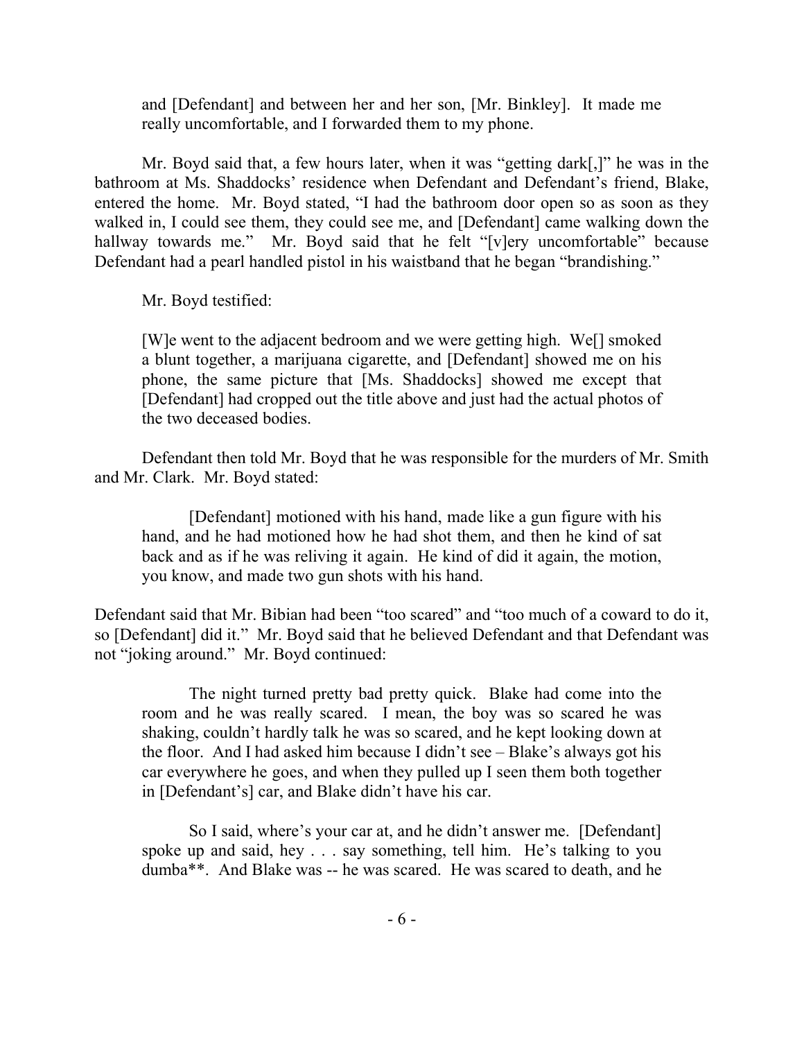> and [Defendant] and between her and her son, [Mr. Binkley]. It made me really uncomfortable, and I forwarded them to my phone.

Mr. Boyd said that, a few hours later, when it was "getting dark[,]" he was in the bathroom at Ms. Shaddocks' residence when Defendant and Defendant's friend, Blake, entered the home. Mr. Boyd stated, "I had the bathroom door open so as soon as they walked in, I could see them, they could see me, and [Defendant] came walking down the hallway towards me." Mr. Boyd said that he felt "[v]ery uncomfortable" because Defendant had a pearl handled pistol in his waistband that he began "brandishing."

Mr. Boyd testified:

> [W]e went to the adjacent bedroom and we were getting high. We[] smoked a blunt together, a marijuana cigarette, and [Defendant] showed me on his phone, the same picture that [Ms. Shaddocks] showed me except that [Defendant] had cropped out the title above and just had the actual photos of the two deceased bodies.

Defendant then told Mr. Boyd that he was responsible for the murders of Mr. Smith and Mr. Clark. Mr. Boyd stated:

> [Defendant] motioned with his hand, made like a gun figure with his hand, and he had motioned how he had shot them, and then he kind of sat back and as if he was reliving it again. He kind of did it again, the motion, you know, and made two gun shots with his hand.

Defendant said that Mr. Bibian had been "too scared" and "too much of a coward to do it, so [Defendant] did it." Mr. Boyd said that he believed Defendant and that Defendant was not "joking around." Mr. Boyd continued:

> The night turned pretty bad pretty quick. Blake had come into the room and he was really scared. I mean, the boy was so scared he was shaking, couldn't hardly talk he was so scared, and he kept looking down at the floor. And I had asked him because I didn't see – Blake's always got his car everywhere he goes, and when they pulled up I seen them both together in [Defendant's] car, and Blake didn't have his car.
>
> So I said, where's your car at, and he didn't answer me. [Defendant] spoke up and said, hey . . . say something, tell him. He's talking to you dumba**. And Blake was -- he was scared. He was scared to death, and he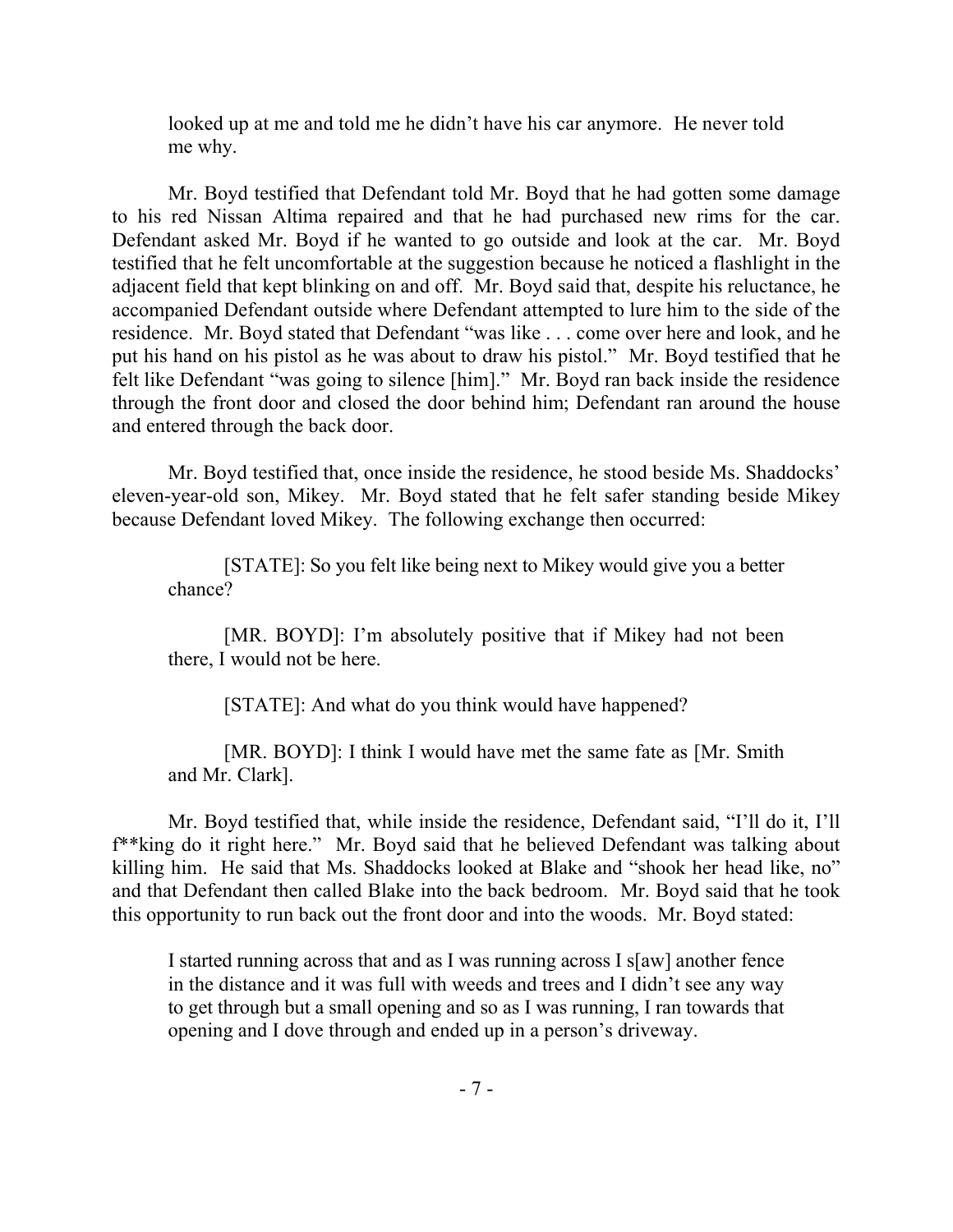> looked up at me and told me he didn't have his car anymore. He never told me why.

Mr. Boyd testified that Defendant told Mr. Boyd that he had gotten some damage to his red Nissan Altima repaired and that he had purchased new rims for the car. Defendant asked Mr. Boyd if he wanted to go outside and look at the car. Mr. Boyd testified that he felt uncomfortable at the suggestion because he noticed a flashlight in the adjacent field that kept blinking on and off. Mr. Boyd said that, despite his reluctance, he accompanied Defendant outside where Defendant attempted to lure him to the side of the residence. Mr. Boyd stated that Defendant "was like . . . come over here and look, and he put his hand on his pistol as he was about to draw his pistol." Mr. Boyd testified that he felt like Defendant "was going to silence [him]." Mr. Boyd ran back inside the residence through the front door and closed the door behind him; Defendant ran around the house and entered through the back door.

Mr. Boyd testified that, once inside the residence, he stood beside Ms. Shaddocks' eleven-year-old son, Mikey. Mr. Boyd stated that he felt safer standing beside Mikey because Defendant loved Mikey. The following exchange then occurred:

> [STATE]: So you felt like being next to Mikey would give you a better chance?
>
> [MR. BOYD]: I'm absolutely positive that if Mikey had not been there, I would not be here.
>
> [STATE]: And what do you think would have happened?
>
> [MR. BOYD]: I think I would have met the same fate as [Mr. Smith and Mr. Clark].

Mr. Boyd testified that, while inside the residence, Defendant said, "I'll do it, I'll f**king do it right here." Mr. Boyd said that he believed Defendant was talking about killing him. He said that Ms. Shaddocks looked at Blake and "shook her head like, no" and that Defendant then called Blake into the back bedroom. Mr. Boyd said that he took this opportunity to run back out the front door and into the woods. Mr. Boyd stated:

> I started running across that and as I was running across I s[aw] another fence in the distance and it was full with weeds and trees and I didn't see any way to get through but a small opening and so as I was running, I ran towards that opening and I dove through and ended up in a person's driveway.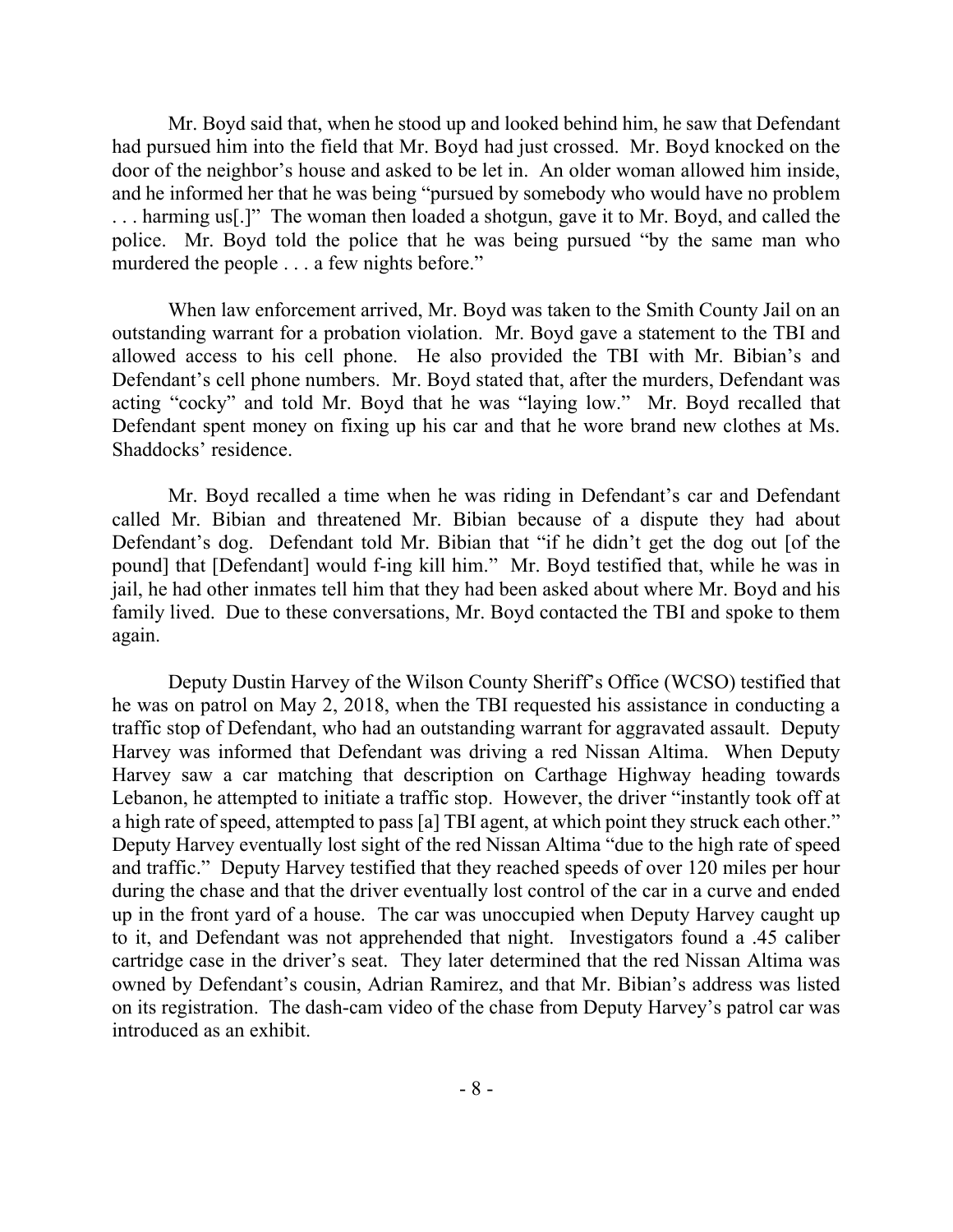Mr. Boyd said that, when he stood up and looked behind him, he saw that Defendant had pursued him into the field that Mr. Boyd had just crossed. Mr. Boyd knocked on the door of the neighbor's house and asked to be let in. An older woman allowed him inside, and he informed her that he was being "pursued by somebody who would have no problem . . . harming us[.]" The woman then loaded a shotgun, gave it to Mr. Boyd, and called the police. Mr. Boyd told the police that he was being pursued "by the same man who murdered the people . . . a few nights before."

When law enforcement arrived, Mr. Boyd was taken to the Smith County Jail on an outstanding warrant for a probation violation. Mr. Boyd gave a statement to the TBI and allowed access to his cell phone. He also provided the TBI with Mr. Bibian's and Defendant's cell phone numbers. Mr. Boyd stated that, after the murders, Defendant was acting "cocky" and told Mr. Boyd that he was "laying low." Mr. Boyd recalled that Defendant spent money on fixing up his car and that he wore brand new clothes at Ms. Shaddocks' residence.

Mr. Boyd recalled a time when he was riding in Defendant's car and Defendant called Mr. Bibian and threatened Mr. Bibian because of a dispute they had about Defendant's dog. Defendant told Mr. Bibian that "if he didn't get the dog out [of the pound] that [Defendant] would f-ing kill him." Mr. Boyd testified that, while he was in jail, he had other inmates tell him that they had been asked about where Mr. Boyd and his family lived. Due to these conversations, Mr. Boyd contacted the TBI and spoke to them again.

Deputy Dustin Harvey of the Wilson County Sheriff's Office (WCSO) testified that he was on patrol on May 2, 2018, when the TBI requested his assistance in conducting a traffic stop of Defendant, who had an outstanding warrant for aggravated assault. Deputy Harvey was informed that Defendant was driving a red Nissan Altima. When Deputy Harvey saw a car matching that description on Carthage Highway heading towards Lebanon, he attempted to initiate a traffic stop. However, the driver "instantly took off at a high rate of speed, attempted to pass [a] TBI agent, at which point they struck each other." Deputy Harvey eventually lost sight of the red Nissan Altima "due to the high rate of speed and traffic." Deputy Harvey testified that they reached speeds of over 120 miles per hour during the chase and that the driver eventually lost control of the car in a curve and ended up in the front yard of a house. The car was unoccupied when Deputy Harvey caught up to it, and Defendant was not apprehended that night. Investigators found a .45 caliber cartridge case in the driver's seat. They later determined that the red Nissan Altima was owned by Defendant's cousin, Adrian Ramirez, and that Mr. Bibian's address was listed on its registration. The dash-cam video of the chase from Deputy Harvey's patrol car was introduced as an exhibit.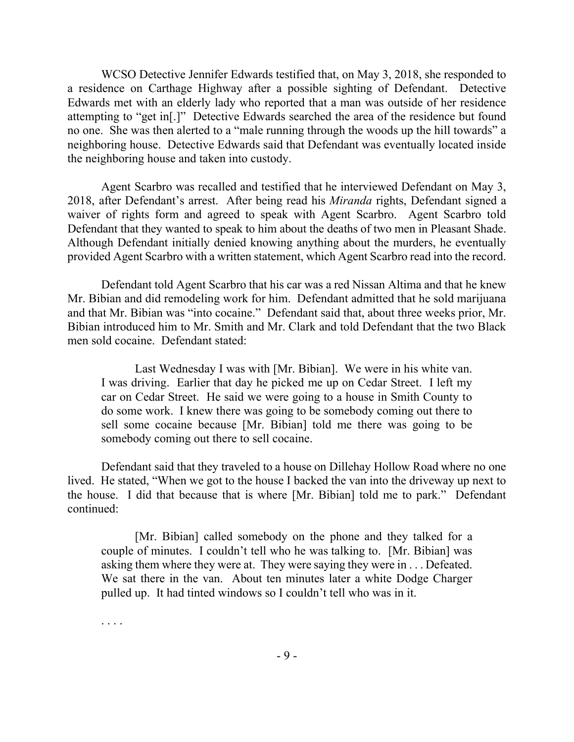WCSO Detective Jennifer Edwards testified that, on May 3, 2018, she responded to a residence on Carthage Highway after a possible sighting of Defendant. Detective Edwards met with an elderly lady who reported that a man was outside of her residence attempting to "get in[.]" Detective Edwards searched the area of the residence but found no one. She was then alerted to a "male running through the woods up the hill towards" a neighboring house. Detective Edwards said that Defendant was eventually located inside the neighboring house and taken into custody.

Agent Scarbro was recalled and testified that he interviewed Defendant on May 3, 2018, after Defendant's arrest. After being read his *Miranda* rights, Defendant signed a waiver of rights form and agreed to speak with Agent Scarbro. Agent Scarbro told Defendant that they wanted to speak to him about the deaths of two men in Pleasant Shade. Although Defendant initially denied knowing anything about the murders, he eventually provided Agent Scarbro with a written statement, which Agent Scarbro read into the record.

Defendant told Agent Scarbro that his car was a red Nissan Altima and that he knew Mr. Bibian and did remodeling work for him. Defendant admitted that he sold marijuana and that Mr. Bibian was "into cocaine." Defendant said that, about three weeks prior, Mr. Bibian introduced him to Mr. Smith and Mr. Clark and told Defendant that the two Black men sold cocaine. Defendant stated:

> Last Wednesday I was with [Mr. Bibian]. We were in his white van. I was driving. Earlier that day he picked me up on Cedar Street. I left my car on Cedar Street. He said we were going to a house in Smith County to do some work. I knew there was going to be somebody coming out there to sell some cocaine because [Mr. Bibian] told me there was going to be somebody coming out there to sell cocaine.

Defendant said that they traveled to a house on Dillehay Hollow Road where no one lived. He stated, "When we got to the house I backed the van into the driveway up next to the house. I did that because that is where [Mr. Bibian] told me to park." Defendant continued:

> [Mr. Bibian] called somebody on the phone and they talked for a couple of minutes. I couldn't tell who he was talking to. [Mr. Bibian] was asking them where they were at. They were saying they were in . . . Defeated. We sat there in the van. About ten minutes later a white Dodge Charger pulled up. It had tinted windows so I couldn't tell who was in it.
>
> . . . .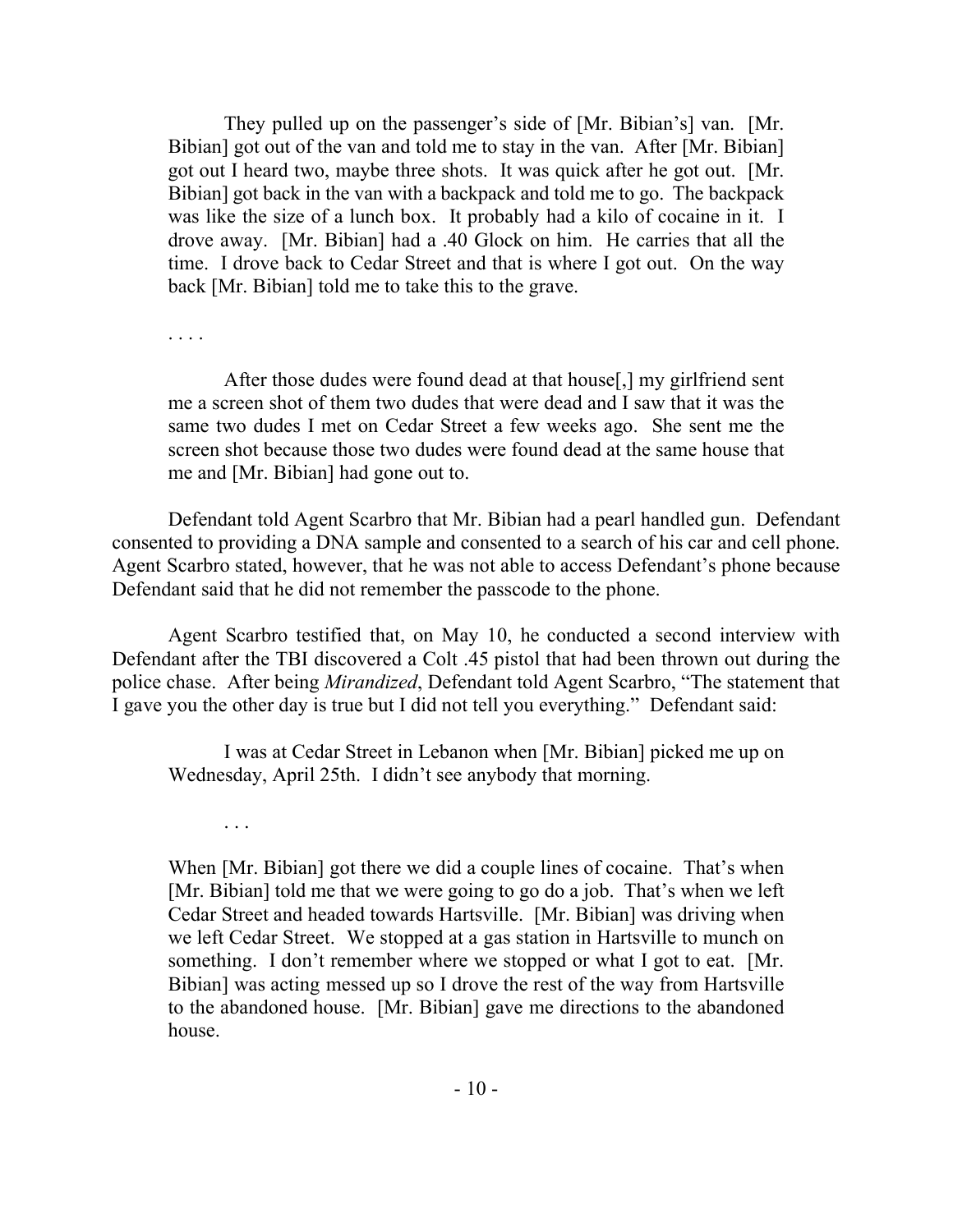> They pulled up on the passenger's side of [Mr. Bibian's] van. [Mr. Bibian] got out of the van and told me to stay in the van. After [Mr. Bibian] got out I heard two, maybe three shots. It was quick after he got out. [Mr. Bibian] got back in the van with a backpack and told me to go. The backpack was like the size of a lunch box. It probably had a kilo of cocaine in it. I drove away. [Mr. Bibian] had a .40 Glock on him. He carries that all the time. I drove back to Cedar Street and that is where I got out. On the way back [Mr. Bibian] told me to take this to the grave.
>
> . . . .
>
> After those dudes were found dead at that house[,] my girlfriend sent me a screen shot of them two dudes that were dead and I saw that it was the same two dudes I met on Cedar Street a few weeks ago. She sent me the screen shot because those two dudes were found dead at the same house that me and [Mr. Bibian] had gone out to.

Defendant told Agent Scarbro that Mr. Bibian had a pearl handled gun. Defendant consented to providing a DNA sample and consented to a search of his car and cell phone. Agent Scarbro stated, however, that he was not able to access Defendant's phone because Defendant said that he did not remember the passcode to the phone.

Agent Scarbro testified that, on May 10, he conducted a second interview with Defendant after the TBI discovered a Colt .45 pistol that had been thrown out during the police chase. After being *Mirandized*, Defendant told Agent Scarbro, "The statement that I gave you the other day is true but I did not tell you everything." Defendant said:

> I was at Cedar Street in Lebanon when [Mr. Bibian] picked me up on Wednesday, April 25th. I didn't see anybody that morning.
>
> . . .
>
> When [Mr. Bibian] got there we did a couple lines of cocaine. That's when [Mr. Bibian] told me that we were going to go do a job. That's when we left Cedar Street and headed towards Hartsville. [Mr. Bibian] was driving when we left Cedar Street. We stopped at a gas station in Hartsville to munch on something. I don't remember where we stopped or what I got to eat. [Mr. Bibian] was acting messed up so I drove the rest of the way from Hartsville to the abandoned house. [Mr. Bibian] gave me directions to the abandoned house.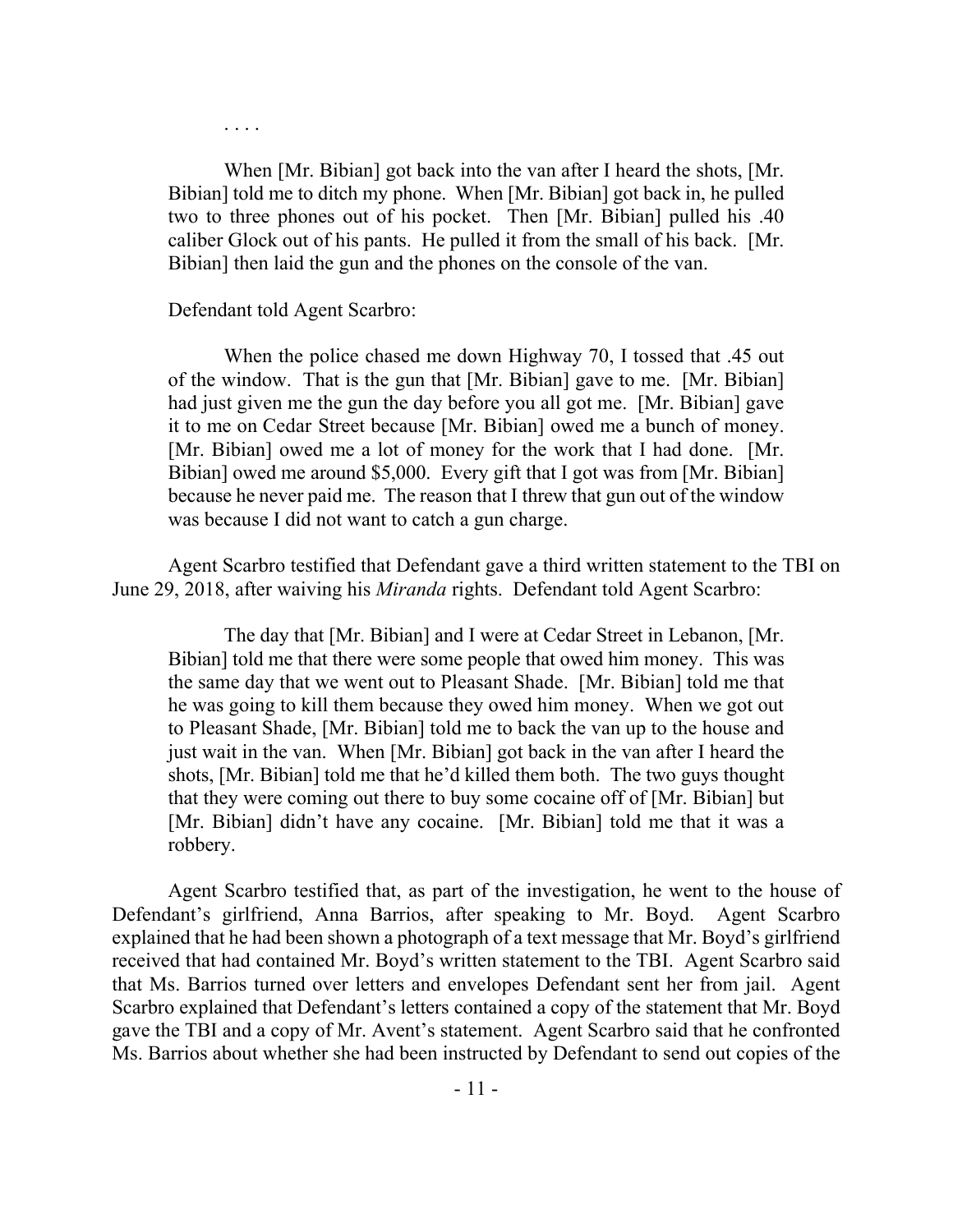. . . .

> When [Mr. Bibian] got back into the van after I heard the shots, [Mr. Bibian] told me to ditch my phone. When [Mr. Bibian] got back in, he pulled two to three phones out of his pocket. Then [Mr. Bibian] pulled his .40 caliber Glock out of his pants. He pulled it from the small of his back. [Mr. Bibian] then laid the gun and the phones on the console of the van.

Defendant told Agent Scarbro:

> When the police chased me down Highway 70, I tossed that .45 out of the window. That is the gun that [Mr. Bibian] gave to me. [Mr. Bibian] had just given me the gun the day before you all got me. [Mr. Bibian] gave it to me on Cedar Street because [Mr. Bibian] owed me a bunch of money. [Mr. Bibian] owed me a lot of money for the work that I had done. [Mr. Bibian] owed me around $5,000. Every gift that I got was from [Mr. Bibian] because he never paid me. The reason that I threw that gun out of the window was because I did not want to catch a gun charge.

Agent Scarbro testified that Defendant gave a third written statement to the TBI on June 29, 2018, after waiving his *Miranda* rights. Defendant told Agent Scarbro:

> The day that [Mr. Bibian] and I were at Cedar Street in Lebanon, [Mr. Bibian] told me that there were some people that owed him money. This was the same day that we went out to Pleasant Shade. [Mr. Bibian] told me that he was going to kill them because they owed him money. When we got out to Pleasant Shade, [Mr. Bibian] told me to back the van up to the house and just wait in the van. When [Mr. Bibian] got back in the van after I heard the shots, [Mr. Bibian] told me that he'd killed them both. The two guys thought that they were coming out there to buy some cocaine off of [Mr. Bibian] but [Mr. Bibian] didn't have any cocaine. [Mr. Bibian] told me that it was a robbery.

Agent Scarbro testified that, as part of the investigation, he went to the house of Defendant's girlfriend, Anna Barrios, after speaking to Mr. Boyd. Agent Scarbro explained that he had been shown a photograph of a text message that Mr. Boyd's girlfriend received that had contained Mr. Boyd's written statement to the TBI. Agent Scarbro said that Ms. Barrios turned over letters and envelopes Defendant sent her from jail. Agent Scarbro explained that Defendant's letters contained a copy of the statement that Mr. Boyd gave the TBI and a copy of Mr. Avent's statement. Agent Scarbro said that he confronted Ms. Barrios about whether she had been instructed by Defendant to send out copies of the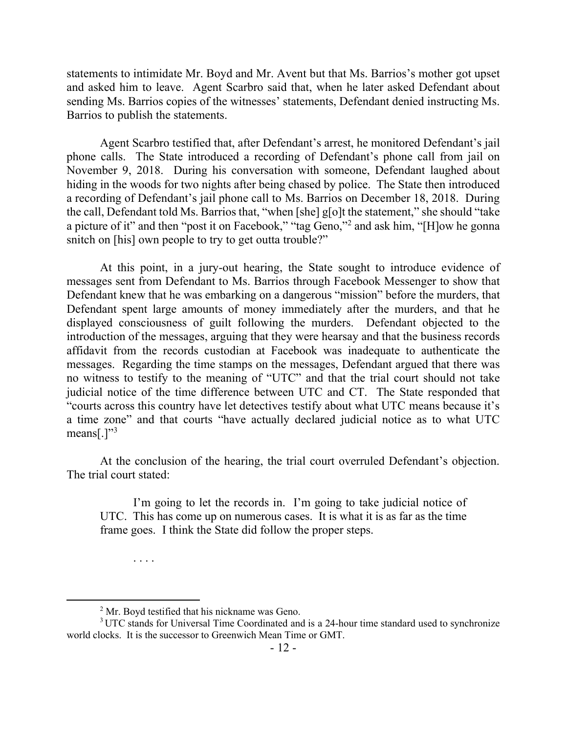statements to intimidate Mr. Boyd and Mr. Avent but that Ms. Barrios's mother got upset and asked him to leave. Agent Scarbro said that, when he later asked Defendant about sending Ms. Barrios copies of the witnesses' statements, Defendant denied instructing Ms. Barrios to publish the statements.

Agent Scarbro testified that, after Defendant's arrest, he monitored Defendant's jail phone calls. The State introduced a recording of Defendant's phone call from jail on November 9, 2018. During his conversation with someone, Defendant laughed about hiding in the woods for two nights after being chased by police. The State then introduced a recording of Defendant's jail phone call to Ms. Barrios on December 18, 2018. During the call, Defendant told Ms. Barrios that, "when [she] g[o]t the statement," she should "take a picture of it" and then "post it on Facebook," "tag Geno,"[2] and ask him, "[H]ow he gonna snitch on [his] own people to try to get outta trouble?"

At this point, in a jury-out hearing, the State sought to introduce evidence of messages sent from Defendant to Ms. Barrios through Facebook Messenger to show that Defendant knew that he was embarking on a dangerous "mission" before the murders, that Defendant spent large amounts of money immediately after the murders, and that he displayed consciousness of guilt following the murders. Defendant objected to the introduction of the messages, arguing that they were hearsay and that the business records affidavit from the records custodian at Facebook was inadequate to authenticate the messages. Regarding the time stamps on the messages, Defendant argued that there was no witness to testify to the meaning of "UTC" and that the trial court should not take judicial notice of the time difference between UTC and CT. The State responded that "courts across this country have let detectives testify about what UTC means because it's a time zone" and that courts "have actually declared judicial notice as to what UTC means[.]"[3]

At the conclusion of the hearing, the trial court overruled Defendant's objection. The trial court stated:

> I'm going to let the records in. I'm going to take judicial notice of UTC. This has come up on numerous cases. It is what it is as far as the time frame goes. I think the State did follow the proper steps.
>
> . . . .

---

[2] Mr. Boyd testified that his nickname was Geno.

[3] UTC stands for Universal Time Coordinated and is a 24-hour time standard used to synchronize world clocks. It is the successor to Greenwich Mean Time or GMT.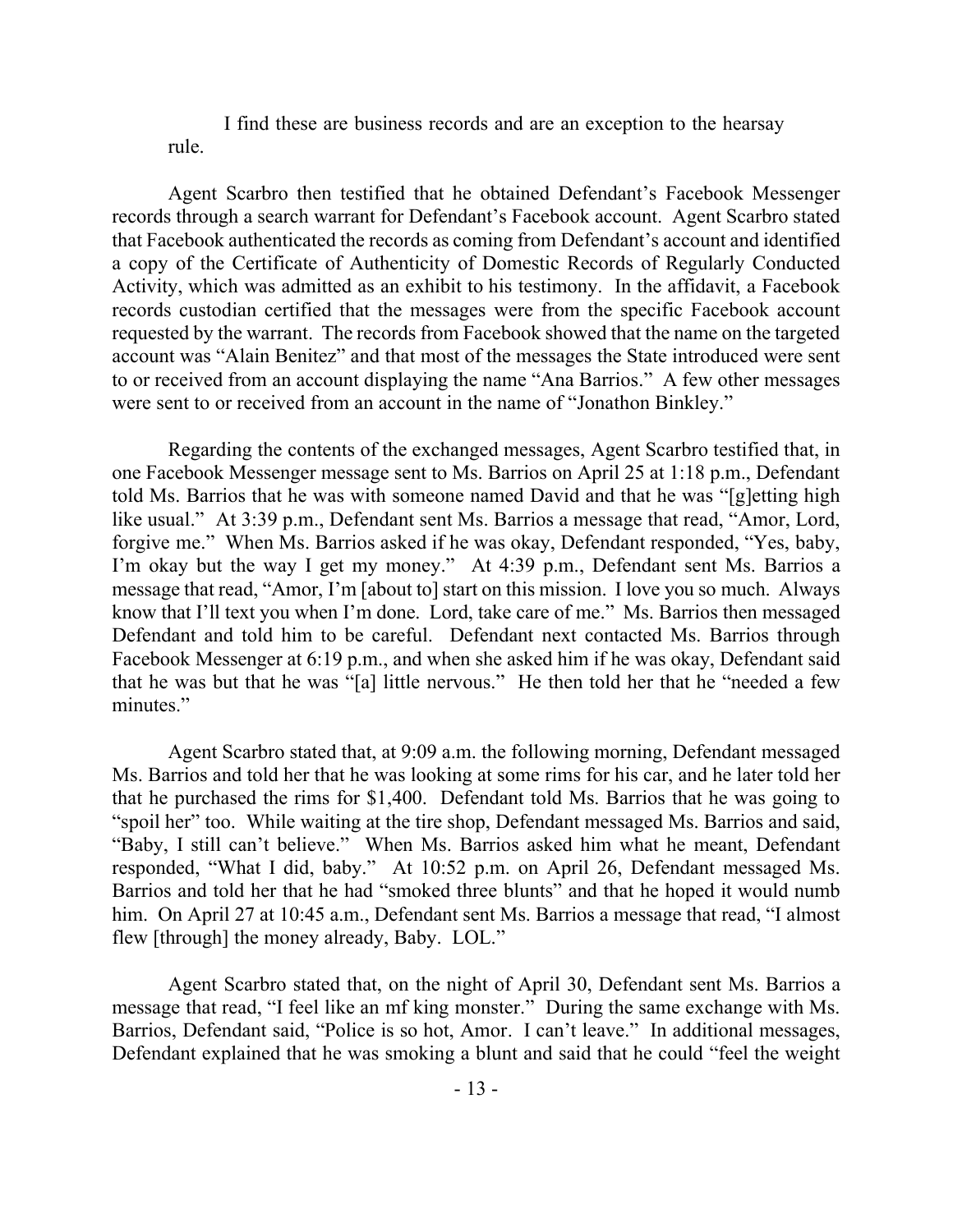I find these are business records and are an exception to the hearsay rule.

Agent Scarbro then testified that he obtained Defendant's Facebook Messenger records through a search warrant for Defendant's Facebook account. Agent Scarbro stated that Facebook authenticated the records as coming from Defendant's account and identified a copy of the Certificate of Authenticity of Domestic Records of Regularly Conducted Activity, which was admitted as an exhibit to his testimony. In the affidavit, a Facebook records custodian certified that the messages were from the specific Facebook account requested by the warrant. The records from Facebook showed that the name on the targeted account was "Alain Benitez" and that most of the messages the State introduced were sent to or received from an account displaying the name "Ana Barrios." A few other messages were sent to or received from an account in the name of "Jonathon Binkley."

Regarding the contents of the exchanged messages, Agent Scarbro testified that, in one Facebook Messenger message sent to Ms. Barrios on April 25 at 1:18 p.m., Defendant told Ms. Barrios that he was with someone named David and that he was "[g]etting high like usual." At 3:39 p.m., Defendant sent Ms. Barrios a message that read, "Amor, Lord, forgive me." When Ms. Barrios asked if he was okay, Defendant responded, "Yes, baby, I'm okay but the way I get my money." At 4:39 p.m., Defendant sent Ms. Barrios a message that read, "Amor, I'm [about to] start on this mission. I love you so much. Always know that I'll text you when I'm done. Lord, take care of me." Ms. Barrios then messaged Defendant and told him to be careful. Defendant next contacted Ms. Barrios through Facebook Messenger at 6:19 p.m., and when she asked him if he was okay, Defendant said that he was but that he was "[a] little nervous." He then told her that he "needed a few minutes."

Agent Scarbro stated that, at 9:09 a.m. the following morning, Defendant messaged Ms. Barrios and told her that he was looking at some rims for his car, and he later told her that he purchased the rims for $1,400. Defendant told Ms. Barrios that he was going to "spoil her" too. While waiting at the tire shop, Defendant messaged Ms. Barrios and said, "Baby, I still can't believe." When Ms. Barrios asked him what he meant, Defendant responded, "What I did, baby." At 10:52 p.m. on April 26, Defendant messaged Ms. Barrios and told her that he had "smoked three blunts" and that he hoped it would numb him. On April 27 at 10:45 a.m., Defendant sent Ms. Barrios a message that read, "I almost flew [through] the money already, Baby. LOL."

Agent Scarbro stated that, on the night of April 30, Defendant sent Ms. Barrios a message that read, "I feel like an mf king monster." During the same exchange with Ms. Barrios, Defendant said, "Police is so hot, Amor. I can't leave." In additional messages, Defendant explained that he was smoking a blunt and said that he could "feel the weight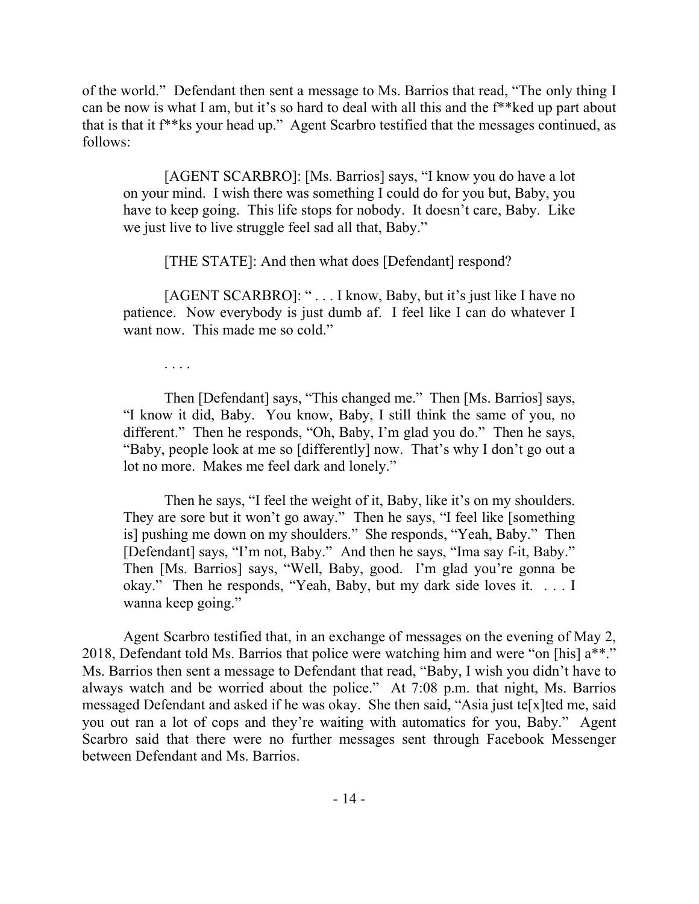of the world." Defendant then sent a message to Ms. Barrios that read, "The only thing I can be now is what I am, but it's so hard to deal with all this and the f**ked up part about that is that it f**ks your head up." Agent Scarbro testified that the messages continued, as follows:

> [AGENT SCARBRO]: [Ms. Barrios] says, "I know you do have a lot on your mind. I wish there was something I could do for you but, Baby, you have to keep going. This life stops for nobody. It doesn't care, Baby. Like we just live to live struggle feel sad all that, Baby."
>
> [THE STATE]: And then what does [Defendant] respond?
>
> [AGENT SCARBRO]: " . . . I know, Baby, but it's just like I have no patience. Now everybody is just dumb af. I feel like I can do whatever I want now. This made me so cold."
>
> . . . .
>
> Then [Defendant] says, "This changed me." Then [Ms. Barrios] says, "I know it did, Baby. You know, Baby, I still think the same of you, no different." Then he responds, "Oh, Baby, I'm glad you do." Then he says, "Baby, people look at me so [differently] now. That's why I don't go out a lot no more. Makes me feel dark and lonely."
>
> Then he says, "I feel the weight of it, Baby, like it's on my shoulders. They are sore but it won't go away." Then he says, "I feel like [something is] pushing me down on my shoulders." She responds, "Yeah, Baby." Then [Defendant] says, "I'm not, Baby." And then he says, "Ima say f-it, Baby." Then [Ms. Barrios] says, "Well, Baby, good. I'm glad you're gonna be okay." Then he responds, "Yeah, Baby, but my dark side loves it. . . . I wanna keep going."

Agent Scarbro testified that, in an exchange of messages on the evening of May 2, 2018, Defendant told Ms. Barrios that police were watching him and were "on [his] a**." Ms. Barrios then sent a message to Defendant that read, "Baby, I wish you didn't have to always watch and be worried about the police." At 7:08 p.m. that night, Ms. Barrios messaged Defendant and asked if he was okay. She then said, "Asia just te[x]ted me, said you out ran a lot of cops and they're waiting with automatics for you, Baby." Agent Scarbro said that there were no further messages sent through Facebook Messenger between Defendant and Ms. Barrios.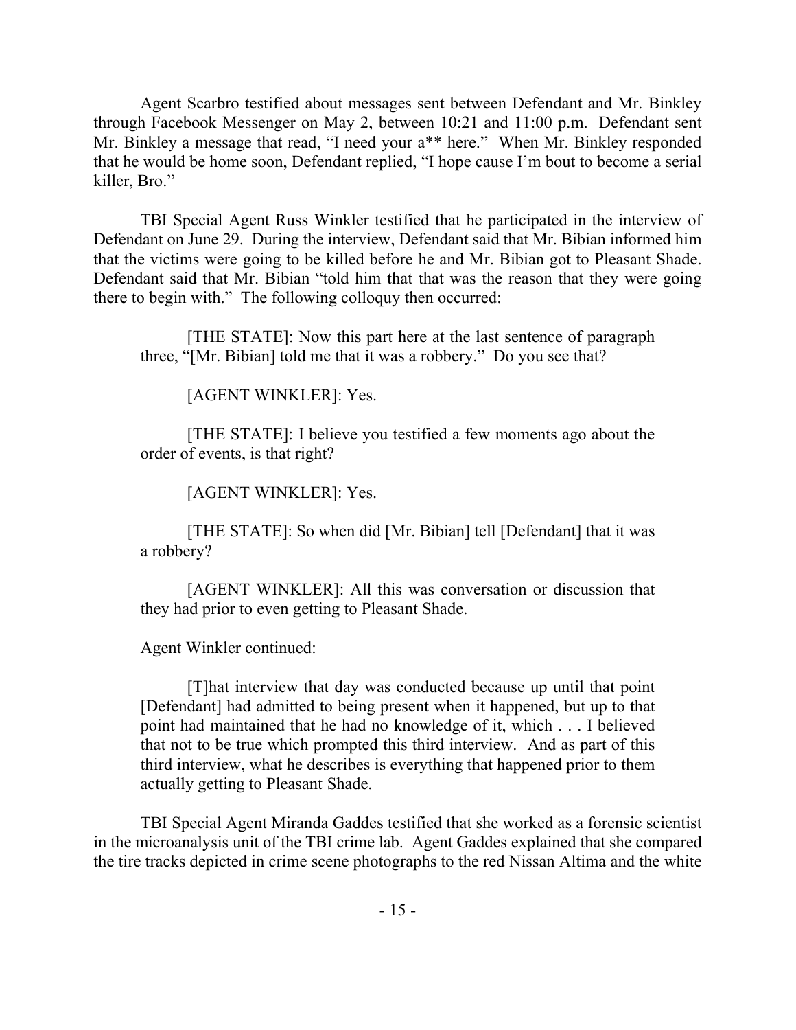Agent Scarbro testified about messages sent between Defendant and Mr. Binkley through Facebook Messenger on May 2, between 10:21 and 11:00 p.m. Defendant sent Mr. Binkley a message that read, "I need your a** here." When Mr. Binkley responded that he would be home soon, Defendant replied, "I hope cause I'm bout to become a serial killer, Bro."

TBI Special Agent Russ Winkler testified that he participated in the interview of Defendant on June 29. During the interview, Defendant said that Mr. Bibian informed him that the victims were going to be killed before he and Mr. Bibian got to Pleasant Shade. Defendant said that Mr. Bibian "told him that that was the reason that they were going there to begin with." The following colloquy then occurred:

> [THE STATE]: Now this part here at the last sentence of paragraph three, "[Mr. Bibian] told me that it was a robbery." Do you see that?
>
> [AGENT WINKLER]: Yes.
>
> [THE STATE]: I believe you testified a few moments ago about the order of events, is that right?
>
> [AGENT WINKLER]: Yes.
>
> [THE STATE]: So when did [Mr. Bibian] tell [Defendant] that it was a robbery?
>
> [AGENT WINKLER]: All this was conversation or discussion that they had prior to even getting to Pleasant Shade.

Agent Winkler continued:

> [T]hat interview that day was conducted because up until that point [Defendant] had admitted to being present when it happened, but up to that point had maintained that he had no knowledge of it, which . . . I believed that not to be true which prompted this third interview. And as part of this third interview, what he describes is everything that happened prior to them actually getting to Pleasant Shade.

TBI Special Agent Miranda Gaddes testified that she worked as a forensic scientist in the microanalysis unit of the TBI crime lab. Agent Gaddes explained that she compared the tire tracks depicted in crime scene photographs to the red Nissan Altima and the white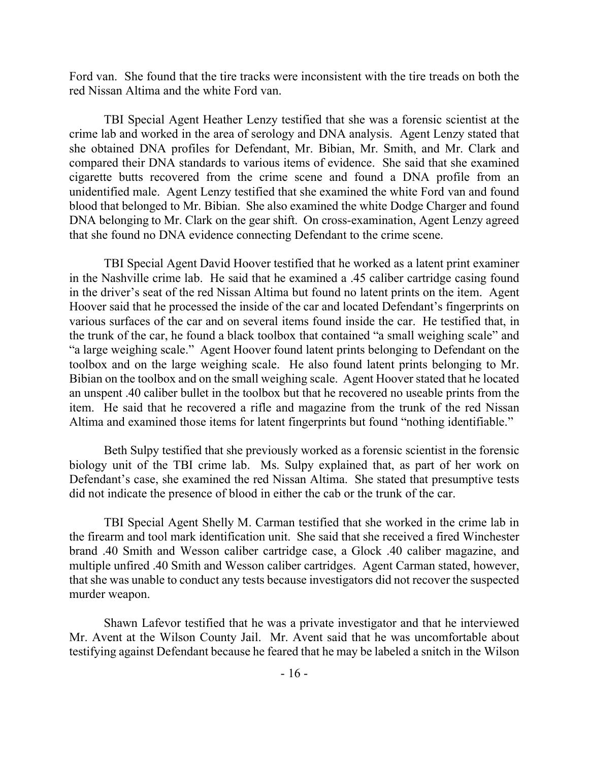Ford van. She found that the tire tracks were inconsistent with the tire treads on both the red Nissan Altima and the white Ford van.

TBI Special Agent Heather Lenzy testified that she was a forensic scientist at the crime lab and worked in the area of serology and DNA analysis. Agent Lenzy stated that she obtained DNA profiles for Defendant, Mr. Bibian, Mr. Smith, and Mr. Clark and compared their DNA standards to various items of evidence. She said that she examined cigarette butts recovered from the crime scene and found a DNA profile from an unidentified male. Agent Lenzy testified that she examined the white Ford van and found blood that belonged to Mr. Bibian. She also examined the white Dodge Charger and found DNA belonging to Mr. Clark on the gear shift. On cross-examination, Agent Lenzy agreed that she found no DNA evidence connecting Defendant to the crime scene.

TBI Special Agent David Hoover testified that he worked as a latent print examiner in the Nashville crime lab. He said that he examined a .45 caliber cartridge casing found in the driver's seat of the red Nissan Altima but found no latent prints on the item. Agent Hoover said that he processed the inside of the car and located Defendant's fingerprints on various surfaces of the car and on several items found inside the car. He testified that, in the trunk of the car, he found a black toolbox that contained "a small weighing scale" and "a large weighing scale." Agent Hoover found latent prints belonging to Defendant on the toolbox and on the large weighing scale. He also found latent prints belonging to Mr. Bibian on the toolbox and on the small weighing scale. Agent Hoover stated that he located an unspent .40 caliber bullet in the toolbox but that he recovered no useable prints from the item. He said that he recovered a rifle and magazine from the trunk of the red Nissan Altima and examined those items for latent fingerprints but found "nothing identifiable."

Beth Sulpy testified that she previously worked as a forensic scientist in the forensic biology unit of the TBI crime lab. Ms. Sulpy explained that, as part of her work on Defendant's case, she examined the red Nissan Altima. She stated that presumptive tests did not indicate the presence of blood in either the cab or the trunk of the car.

TBI Special Agent Shelly M. Carman testified that she worked in the crime lab in the firearm and tool mark identification unit. She said that she received a fired Winchester brand .40 Smith and Wesson caliber cartridge case, a Glock .40 caliber magazine, and multiple unfired .40 Smith and Wesson caliber cartridges. Agent Carman stated, however, that she was unable to conduct any tests because investigators did not recover the suspected murder weapon.

Shawn Lafevor testified that he was a private investigator and that he interviewed Mr. Avent at the Wilson County Jail. Mr. Avent said that he was uncomfortable about testifying against Defendant because he feared that he may be labeled a snitch in the Wilson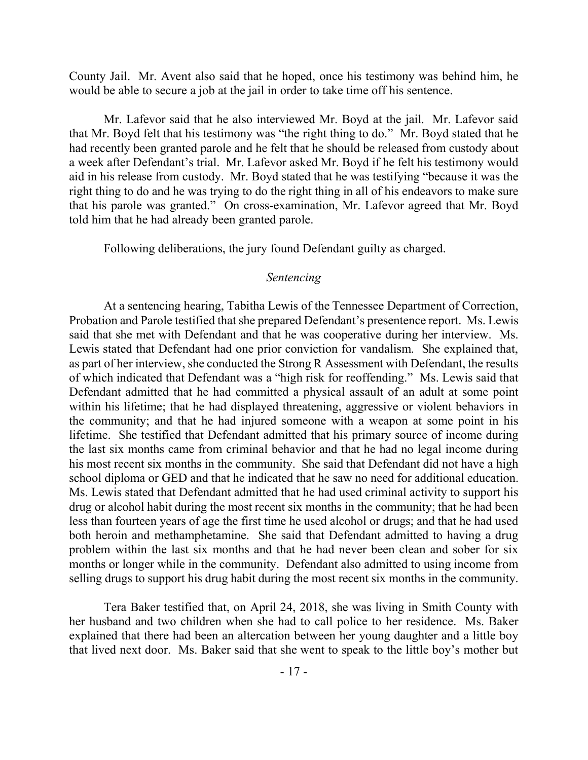County Jail. Mr. Avent also said that he hoped, once his testimony was behind him, he would be able to secure a job at the jail in order to take time off his sentence.

Mr. Lafevor said that he also interviewed Mr. Boyd at the jail. Mr. Lafevor said that Mr. Boyd felt that his testimony was "the right thing to do." Mr. Boyd stated that he had recently been granted parole and he felt that he should be released from custody about a week after Defendant's trial. Mr. Lafevor asked Mr. Boyd if he felt his testimony would aid in his release from custody. Mr. Boyd stated that he was testifying "because it was the right thing to do and he was trying to do the right thing in all of his endeavors to make sure that his parole was granted." On cross-examination, Mr. Lafevor agreed that Mr. Boyd told him that he had already been granted parole.

Following deliberations, the jury found Defendant guilty as charged.

*Sentencing*

At a sentencing hearing, Tabitha Lewis of the Tennessee Department of Correction, Probation and Parole testified that she prepared Defendant's presentence report. Ms. Lewis said that she met with Defendant and that he was cooperative during her interview. Ms. Lewis stated that Defendant had one prior conviction for vandalism. She explained that, as part of her interview, she conducted the Strong R Assessment with Defendant, the results of which indicated that Defendant was a "high risk for reoffending." Ms. Lewis said that Defendant admitted that he had committed a physical assault of an adult at some point within his lifetime; that he had displayed threatening, aggressive or violent behaviors in the community; and that he had injured someone with a weapon at some point in his lifetime. She testified that Defendant admitted that his primary source of income during the last six months came from criminal behavior and that he had no legal income during his most recent six months in the community. She said that Defendant did not have a high school diploma or GED and that he indicated that he saw no need for additional education. Ms. Lewis stated that Defendant admitted that he had used criminal activity to support his drug or alcohol habit during the most recent six months in the community; that he had been less than fourteen years of age the first time he used alcohol or drugs; and that he had used both heroin and methamphetamine. She said that Defendant admitted to having a drug problem within the last six months and that he had never been clean and sober for six months or longer while in the community. Defendant also admitted to using income from selling drugs to support his drug habit during the most recent six months in the community.

Tera Baker testified that, on April 24, 2018, she was living in Smith County with her husband and two children when she had to call police to her residence. Ms. Baker explained that there had been an altercation between her young daughter and a little boy that lived next door. Ms. Baker said that she went to speak to the little boy's mother but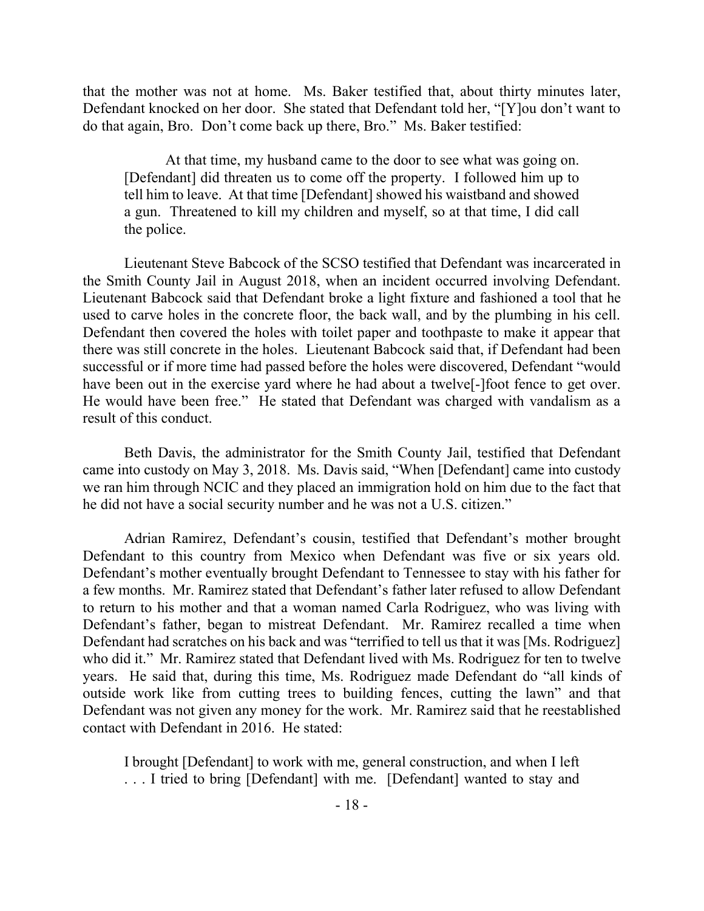that the mother was not at home. Ms. Baker testified that, about thirty minutes later, Defendant knocked on her door. She stated that Defendant told her, "[Y]ou don't want to do that again, Bro. Don't come back up there, Bro." Ms. Baker testified:

> At that time, my husband came to the door to see what was going on. [Defendant] did threaten us to come off the property. I followed him up to tell him to leave. At that time [Defendant] showed his waistband and showed a gun. Threatened to kill my children and myself, so at that time, I did call the police.

Lieutenant Steve Babcock of the SCSO testified that Defendant was incarcerated in the Smith County Jail in August 2018, when an incident occurred involving Defendant. Lieutenant Babcock said that Defendant broke a light fixture and fashioned a tool that he used to carve holes in the concrete floor, the back wall, and by the plumbing in his cell. Defendant then covered the holes with toilet paper and toothpaste to make it appear that there was still concrete in the holes. Lieutenant Babcock said that, if Defendant had been successful or if more time had passed before the holes were discovered, Defendant "would have been out in the exercise yard where he had about a twelve[-]foot fence to get over. He would have been free." He stated that Defendant was charged with vandalism as a result of this conduct.

Beth Davis, the administrator for the Smith County Jail, testified that Defendant came into custody on May 3, 2018. Ms. Davis said, "When [Defendant] came into custody we ran him through NCIC and they placed an immigration hold on him due to the fact that he did not have a social security number and he was not a U.S. citizen."

Adrian Ramirez, Defendant's cousin, testified that Defendant's mother brought Defendant to this country from Mexico when Defendant was five or six years old. Defendant's mother eventually brought Defendant to Tennessee to stay with his father for a few months. Mr. Ramirez stated that Defendant's father later refused to allow Defendant to return to his mother and that a woman named Carla Rodriguez, who was living with Defendant's father, began to mistreat Defendant. Mr. Ramirez recalled a time when Defendant had scratches on his back and was "terrified to tell us that it was [Ms. Rodriguez] who did it." Mr. Ramirez stated that Defendant lived with Ms. Rodriguez for ten to twelve years. He said that, during this time, Ms. Rodriguez made Defendant do "all kinds of outside work like from cutting trees to building fences, cutting the lawn" and that Defendant was not given any money for the work. Mr. Ramirez said that he reestablished contact with Defendant in 2016. He stated:

> I brought [Defendant] to work with me, general construction, and when I left . . . I tried to bring [Defendant] with me. [Defendant] wanted to stay and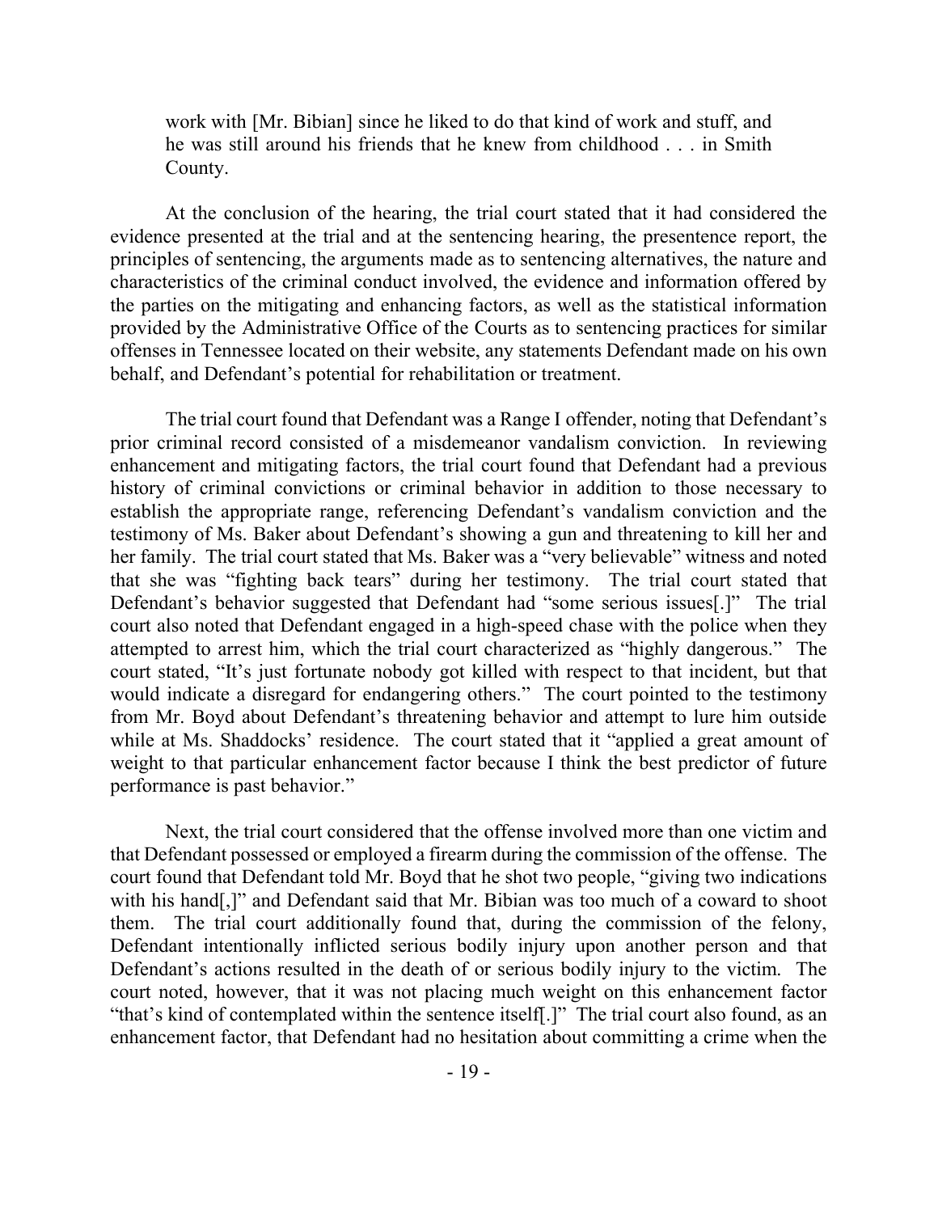> work with [Mr. Bibian] since he liked to do that kind of work and stuff, and he was still around his friends that he knew from childhood . . . in Smith County.

At the conclusion of the hearing, the trial court stated that it had considered the evidence presented at the trial and at the sentencing hearing, the presentence report, the principles of sentencing, the arguments made as to sentencing alternatives, the nature and characteristics of the criminal conduct involved, the evidence and information offered by the parties on the mitigating and enhancing factors, as well as the statistical information provided by the Administrative Office of the Courts as to sentencing practices for similar offenses in Tennessee located on their website, any statements Defendant made on his own behalf, and Defendant's potential for rehabilitation or treatment.

The trial court found that Defendant was a Range I offender, noting that Defendant's prior criminal record consisted of a misdemeanor vandalism conviction. In reviewing enhancement and mitigating factors, the trial court found that Defendant had a previous history of criminal convictions or criminal behavior in addition to those necessary to establish the appropriate range, referencing Defendant's vandalism conviction and the testimony of Ms. Baker about Defendant's showing a gun and threatening to kill her and her family. The trial court stated that Ms. Baker was a "very believable" witness and noted that she was "fighting back tears" during her testimony. The trial court stated that Defendant's behavior suggested that Defendant had "some serious issues[.]" The trial court also noted that Defendant engaged in a high-speed chase with the police when they attempted to arrest him, which the trial court characterized as "highly dangerous." The court stated, "It's just fortunate nobody got killed with respect to that incident, but that would indicate a disregard for endangering others." The court pointed to the testimony from Mr. Boyd about Defendant's threatening behavior and attempt to lure him outside while at Ms. Shaddocks' residence. The court stated that it "applied a great amount of weight to that particular enhancement factor because I think the best predictor of future performance is past behavior."

Next, the trial court considered that the offense involved more than one victim and that Defendant possessed or employed a firearm during the commission of the offense. The court found that Defendant told Mr. Boyd that he shot two people, "giving two indications with his hand[,]" and Defendant said that Mr. Bibian was too much of a coward to shoot them. The trial court additionally found that, during the commission of the felony, Defendant intentionally inflicted serious bodily injury upon another person and that Defendant's actions resulted in the death of or serious bodily injury to the victim. The court noted, however, that it was not placing much weight on this enhancement factor "that's kind of contemplated within the sentence itself[.]" The trial court also found, as an enhancement factor, that Defendant had no hesitation about committing a crime when the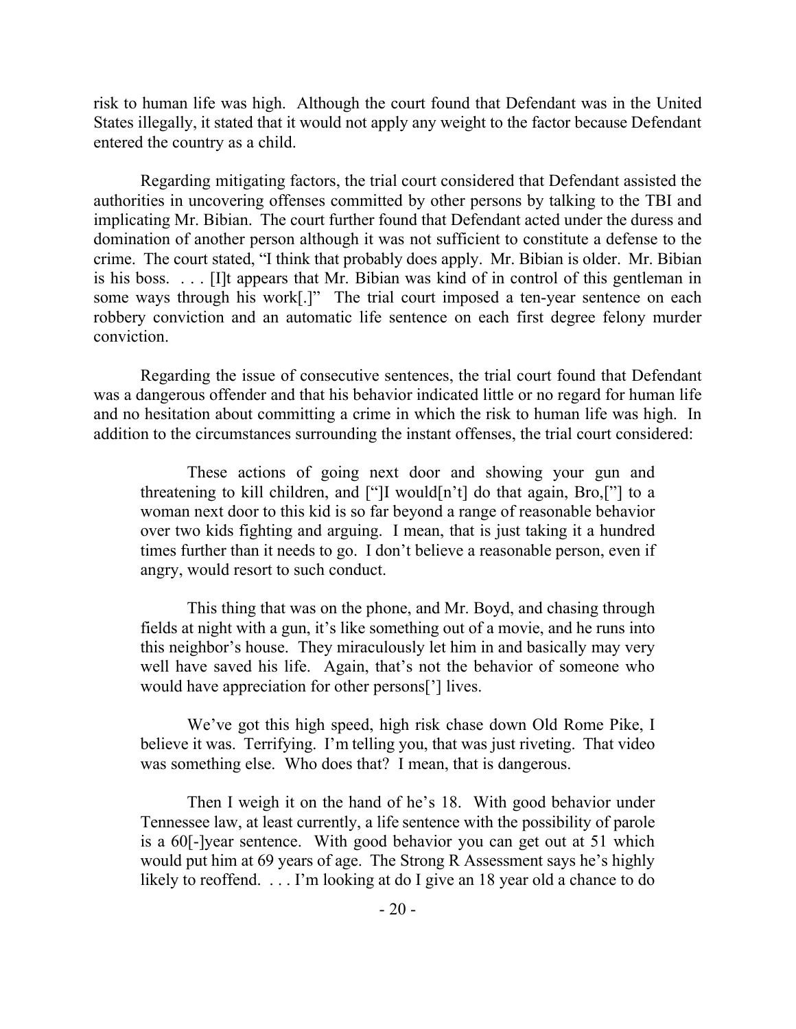risk to human life was high. Although the court found that Defendant was in the United States illegally, it stated that it would not apply any weight to the factor because Defendant entered the country as a child.

Regarding mitigating factors, the trial court considered that Defendant assisted the authorities in uncovering offenses committed by other persons by talking to the TBI and implicating Mr. Bibian. The court further found that Defendant acted under the duress and domination of another person although it was not sufficient to constitute a defense to the crime. The court stated, "I think that probably does apply. Mr. Bibian is older. Mr. Bibian is his boss. . . . [I]t appears that Mr. Bibian was kind of in control of this gentleman in some ways through his work[.]" The trial court imposed a ten-year sentence on each robbery conviction and an automatic life sentence on each first degree felony murder conviction.

Regarding the issue of consecutive sentences, the trial court found that Defendant was a dangerous offender and that his behavior indicated little or no regard for human life and no hesitation about committing a crime in which the risk to human life was high. In addition to the circumstances surrounding the instant offenses, the trial court considered:

> These actions of going next door and showing your gun and threatening to kill children, and ["]I would[n't] do that again, Bro,["] to a woman next door to this kid is so far beyond a range of reasonable behavior over two kids fighting and arguing. I mean, that is just taking it a hundred times further than it needs to go. I don't believe a reasonable person, even if angry, would resort to such conduct.
>
> This thing that was on the phone, and Mr. Boyd, and chasing through fields at night with a gun, it's like something out of a movie, and he runs into this neighbor's house. They miraculously let him in and basically may very well have saved his life. Again, that's not the behavior of someone who would have appreciation for other persons['] lives.
>
> We've got this high speed, high risk chase down Old Rome Pike, I believe it was. Terrifying. I'm telling you, that was just riveting. That video was something else. Who does that? I mean, that is dangerous.
>
> Then I weigh it on the hand of he's 18. With good behavior under Tennessee law, at least currently, a life sentence with the possibility of parole is a 60[-]year sentence. With good behavior you can get out at 51 which would put him at 69 years of age. The Strong R Assessment says he's highly likely to reoffend. . . . I'm looking at do I give an 18 year old a chance to do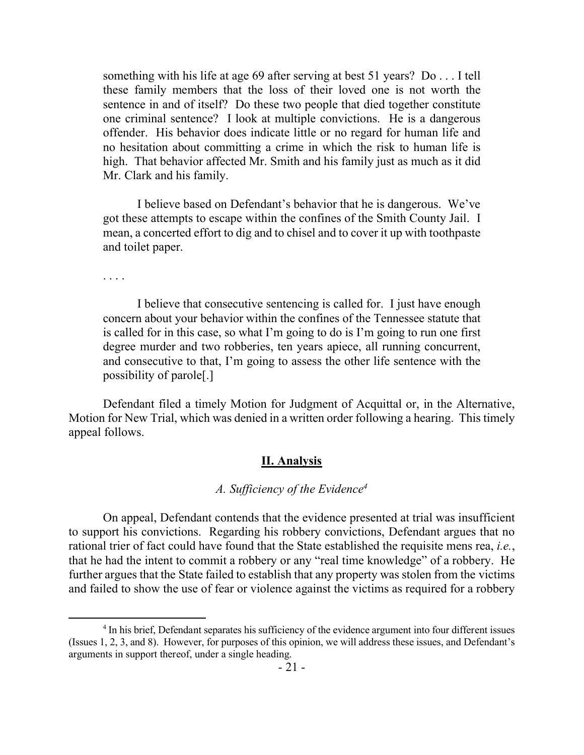something with his life at age 69 after serving at best 51 years? Do . . . I tell these family members that the loss of their loved one is not worth the sentence in and of itself? Do these two people that died together constitute one criminal sentence? I look at multiple convictions. He is a dangerous offender. His behavior does indicate little or no regard for human life and no hesitation about committing a crime in which the risk to human life is high. That behavior affected Mr. Smith and his family just as much as it did Mr. Clark and his family.

> I believe based on Defendant's behavior that he is dangerous. We've got these attempts to escape within the confines of the Smith County Jail. I mean, a concerted effort to dig and to chisel and to cover it up with toothpaste and toilet paper.
>
> . . . .
>
> I believe that consecutive sentencing is called for. I just have enough concern about your behavior within the confines of the Tennessee statute that is called for in this case, so what I'm going to do is I'm going to run one first degree murder and two robberies, ten years apiece, all running concurrent, and consecutive to that, I'm going to assess the other life sentence with the possibility of parole[.]

Defendant filed a timely Motion for Judgment of Acquittal or, in the Alternative, Motion for New Trial, which was denied in a written order following a hearing. This timely appeal follows.

## **II. Analysis**

### *A. Sufficiency of the Evidence*[4]

On appeal, Defendant contends that the evidence presented at trial was insufficient to support his convictions. Regarding his robbery convictions, Defendant argues that no rational trier of fact could have found that the State established the requisite mens rea, *i.e.*, that he had the intent to commit a robbery or any "real time knowledge" of a robbery. He further argues that the State failed to establish that any property was stolen from the victims and failed to show the use of fear or violence against the victims as required for a robbery

---

[4] In his brief, Defendant separates his sufficiency of the evidence argument into four different issues (Issues 1, 2, 3, and 8). However, for purposes of this opinion, we will address these issues, and Defendant's arguments in support thereof, under a single heading.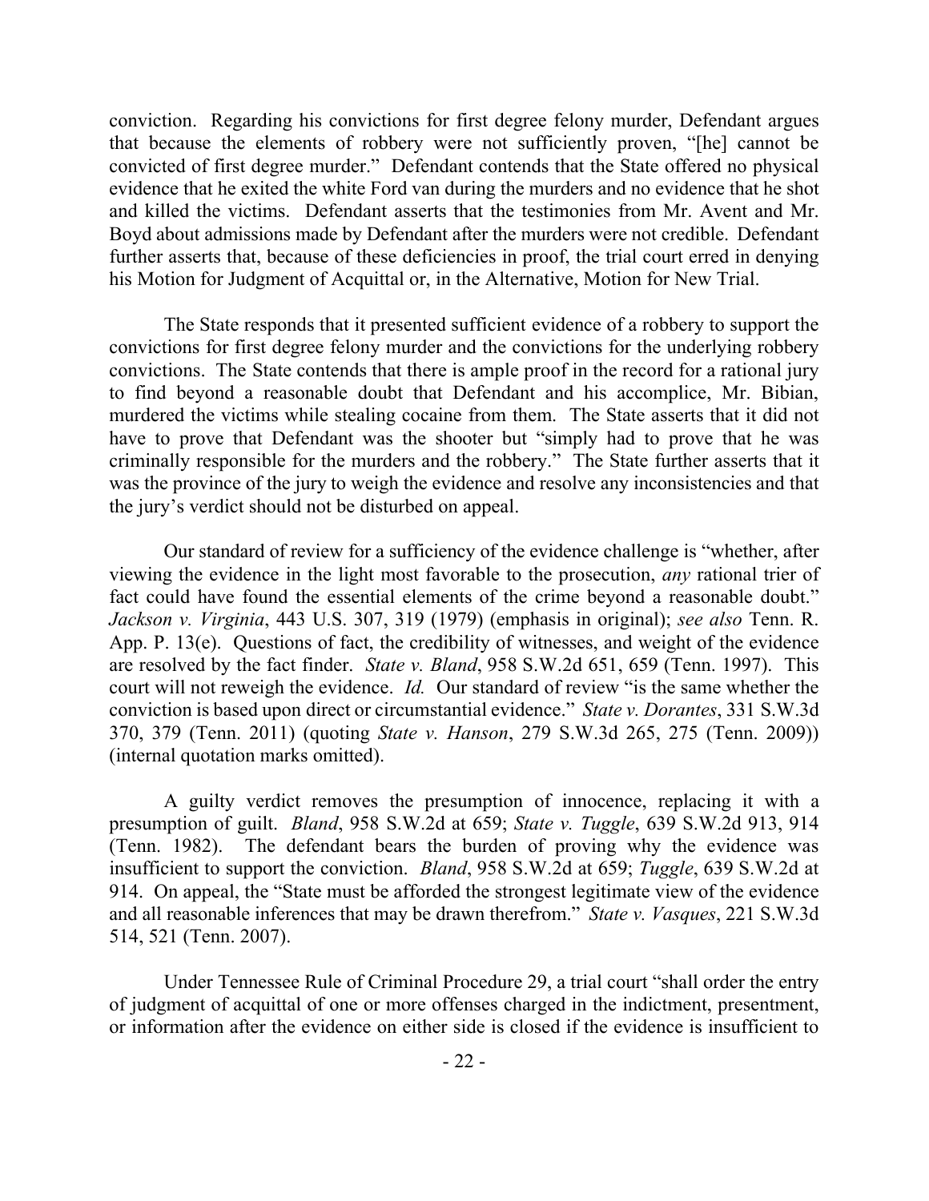conviction. Regarding his convictions for first degree felony murder, Defendant argues that because the elements of robbery were not sufficiently proven, "[he] cannot be convicted of first degree murder." Defendant contends that the State offered no physical evidence that he exited the white Ford van during the murders and no evidence that he shot and killed the victims. Defendant asserts that the testimonies from Mr. Avent and Mr. Boyd about admissions made by Defendant after the murders were not credible. Defendant further asserts that, because of these deficiencies in proof, the trial court erred in denying his Motion for Judgment of Acquittal or, in the Alternative, Motion for New Trial.

The State responds that it presented sufficient evidence of a robbery to support the convictions for first degree felony murder and the convictions for the underlying robbery convictions. The State contends that there is ample proof in the record for a rational jury to find beyond a reasonable doubt that Defendant and his accomplice, Mr. Bibian, murdered the victims while stealing cocaine from them. The State asserts that it did not have to prove that Defendant was the shooter but "simply had to prove that he was criminally responsible for the murders and the robbery." The State further asserts that it was the province of the jury to weigh the evidence and resolve any inconsistencies and that the jury's verdict should not be disturbed on appeal.

Our standard of review for a sufficiency of the evidence challenge is "whether, after viewing the evidence in the light most favorable to the prosecution, *any* rational trier of fact could have found the essential elements of the crime beyond a reasonable doubt." *Jackson v. Virginia*, 443 U.S. 307, 319 (1979) (emphasis in original); *see also* Tenn. R. App. P. 13(e). Questions of fact, the credibility of witnesses, and weight of the evidence are resolved by the fact finder. *State v. Bland*, 958 S.W.2d 651, 659 (Tenn. 1997). This court will not reweigh the evidence. *Id.* Our standard of review "is the same whether the conviction is based upon direct or circumstantial evidence." *State v. Dorantes*, 331 S.W.3d 370, 379 (Tenn. 2011) (quoting *State v. Hanson*, 279 S.W.3d 265, 275 (Tenn. 2009)) (internal quotation marks omitted).

A guilty verdict removes the presumption of innocence, replacing it with a presumption of guilt. *Bland*, 958 S.W.2d at 659; *State v. Tuggle*, 639 S.W.2d 913, 914 (Tenn. 1982). The defendant bears the burden of proving why the evidence was insufficient to support the conviction. *Bland*, 958 S.W.2d at 659; *Tuggle*, 639 S.W.2d at 914. On appeal, the "State must be afforded the strongest legitimate view of the evidence and all reasonable inferences that may be drawn therefrom." *State v. Vasques*, 221 S.W.3d 514, 521 (Tenn. 2007).

Under Tennessee Rule of Criminal Procedure 29, a trial court "shall order the entry of judgment of acquittal of one or more offenses charged in the indictment, presentment, or information after the evidence on either side is closed if the evidence is insufficient to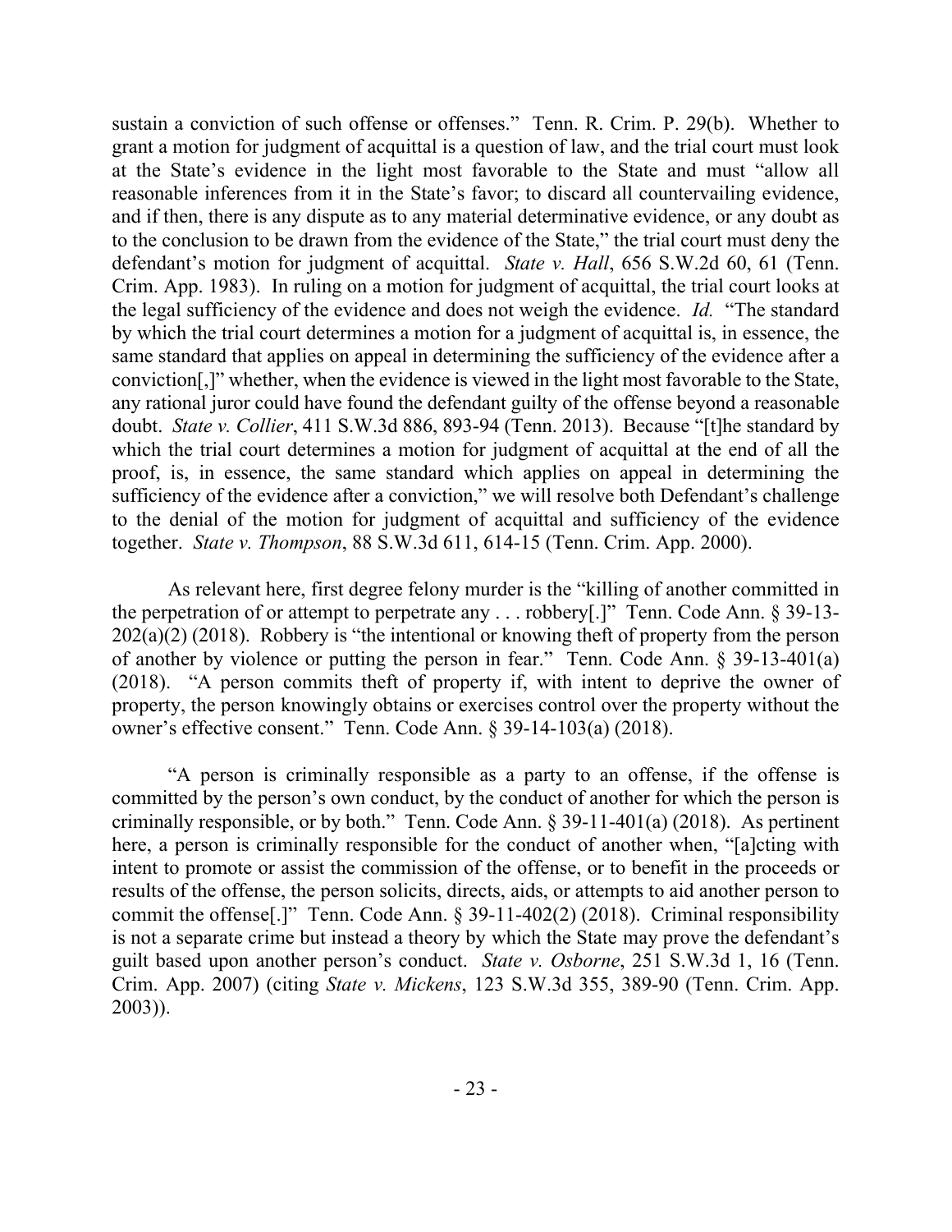sustain a conviction of such offense or offenses." Tenn. R. Crim. P. 29(b). Whether to grant a motion for judgment of acquittal is a question of law, and the trial court must look at the State's evidence in the light most favorable to the State and must "allow all reasonable inferences from it in the State's favor; to discard all countervailing evidence, and if then, there is any dispute as to any material determinative evidence, or any doubt as to the conclusion to be drawn from the evidence of the State," the trial court must deny the defendant's motion for judgment of acquittal. *State v. Hall*, 656 S.W.2d 60, 61 (Tenn. Crim. App. 1983). In ruling on a motion for judgment of acquittal, the trial court looks at the legal sufficiency of the evidence and does not weigh the evidence. *Id.* "The standard by which the trial court determines a motion for a judgment of acquittal is, in essence, the same standard that applies on appeal in determining the sufficiency of the evidence after a conviction[,]" whether, when the evidence is viewed in the light most favorable to the State, any rational juror could have found the defendant guilty of the offense beyond a reasonable doubt. *State v. Collier*, 411 S.W.3d 886, 893-94 (Tenn. 2013). Because "[t]he standard by which the trial court determines a motion for judgment of acquittal at the end of all the proof, is, in essence, the same standard which applies on appeal in determining the sufficiency of the evidence after a conviction," we will resolve both Defendant's challenge to the denial of the motion for judgment of acquittal and sufficiency of the evidence together. *State v. Thompson*, 88 S.W.3d 611, 614-15 (Tenn. Crim. App. 2000).

As relevant here, first degree felony murder is the "killing of another committed in the perpetration of or attempt to perpetrate any . . . robbery[.]" Tenn. Code Ann. § 39-13-202(a)(2) (2018). Robbery is "the intentional or knowing theft of property from the person of another by violence or putting the person in fear." Tenn. Code Ann. § 39-13-401(a) (2018). "A person commits theft of property if, with intent to deprive the owner of property, the person knowingly obtains or exercises control over the property without the owner's effective consent." Tenn. Code Ann. § 39-14-103(a) (2018).

"A person is criminally responsible as a party to an offense, if the offense is committed by the person's own conduct, by the conduct of another for which the person is criminally responsible, or by both." Tenn. Code Ann. § 39-11-401(a) (2018). As pertinent here, a person is criminally responsible for the conduct of another when, "[a]cting with intent to promote or assist the commission of the offense, or to benefit in the proceeds or results of the offense, the person solicits, directs, aids, or attempts to aid another person to commit the offense[.]" Tenn. Code Ann. § 39-11-402(2) (2018). Criminal responsibility is not a separate crime but instead a theory by which the State may prove the defendant's guilt based upon another person's conduct. *State v. Osborne*, 251 S.W.3d 1, 16 (Tenn. Crim. App. 2007) (citing *State v. Mickens*, 123 S.W.3d 355, 389-90 (Tenn. Crim. App. 2003)).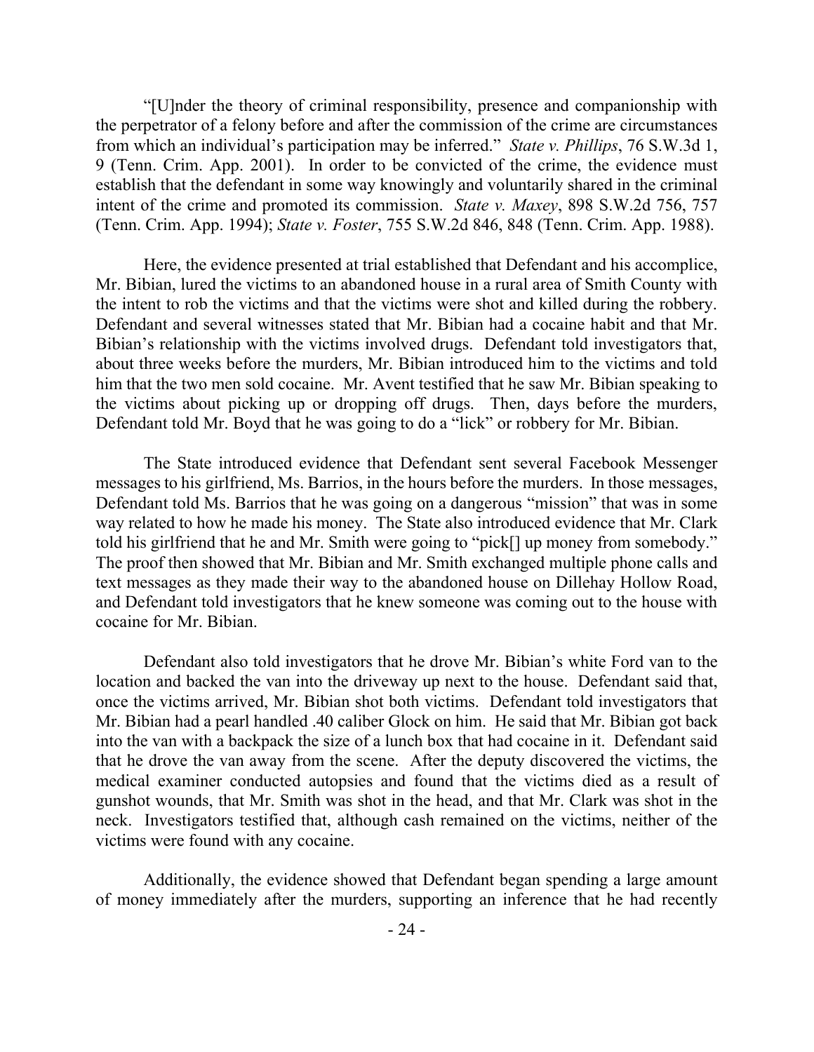"[U]nder the theory of criminal responsibility, presence and companionship with the perpetrator of a felony before and after the commission of the crime are circumstances from which an individual's participation may be inferred." *State v. Phillips*, 76 S.W.3d 1, 9 (Tenn. Crim. App. 2001). In order to be convicted of the crime, the evidence must establish that the defendant in some way knowingly and voluntarily shared in the criminal intent of the crime and promoted its commission. *State v. Maxey*, 898 S.W.2d 756, 757 (Tenn. Crim. App. 1994); *State v. Foster*, 755 S.W.2d 846, 848 (Tenn. Crim. App. 1988).

Here, the evidence presented at trial established that Defendant and his accomplice, Mr. Bibian, lured the victims to an abandoned house in a rural area of Smith County with the intent to rob the victims and that the victims were shot and killed during the robbery. Defendant and several witnesses stated that Mr. Bibian had a cocaine habit and that Mr. Bibian's relationship with the victims involved drugs. Defendant told investigators that, about three weeks before the murders, Mr. Bibian introduced him to the victims and told him that the two men sold cocaine. Mr. Avent testified that he saw Mr. Bibian speaking to the victims about picking up or dropping off drugs. Then, days before the murders, Defendant told Mr. Boyd that he was going to do a "lick" or robbery for Mr. Bibian.

The State introduced evidence that Defendant sent several Facebook Messenger messages to his girlfriend, Ms. Barrios, in the hours before the murders. In those messages, Defendant told Ms. Barrios that he was going on a dangerous "mission" that was in some way related to how he made his money. The State also introduced evidence that Mr. Clark told his girlfriend that he and Mr. Smith were going to "pick[] up money from somebody." The proof then showed that Mr. Bibian and Mr. Smith exchanged multiple phone calls and text messages as they made their way to the abandoned house on Dillehay Hollow Road, and Defendant told investigators that he knew someone was coming out to the house with cocaine for Mr. Bibian.

Defendant also told investigators that he drove Mr. Bibian's white Ford van to the location and backed the van into the driveway up next to the house. Defendant said that, once the victims arrived, Mr. Bibian shot both victims. Defendant told investigators that Mr. Bibian had a pearl handled .40 caliber Glock on him. He said that Mr. Bibian got back into the van with a backpack the size of a lunch box that had cocaine in it. Defendant said that he drove the van away from the scene. After the deputy discovered the victims, the medical examiner conducted autopsies and found that the victims died as a result of gunshot wounds, that Mr. Smith was shot in the head, and that Mr. Clark was shot in the neck. Investigators testified that, although cash remained on the victims, neither of the victims were found with any cocaine.

Additionally, the evidence showed that Defendant began spending a large amount of money immediately after the murders, supporting an inference that he had recently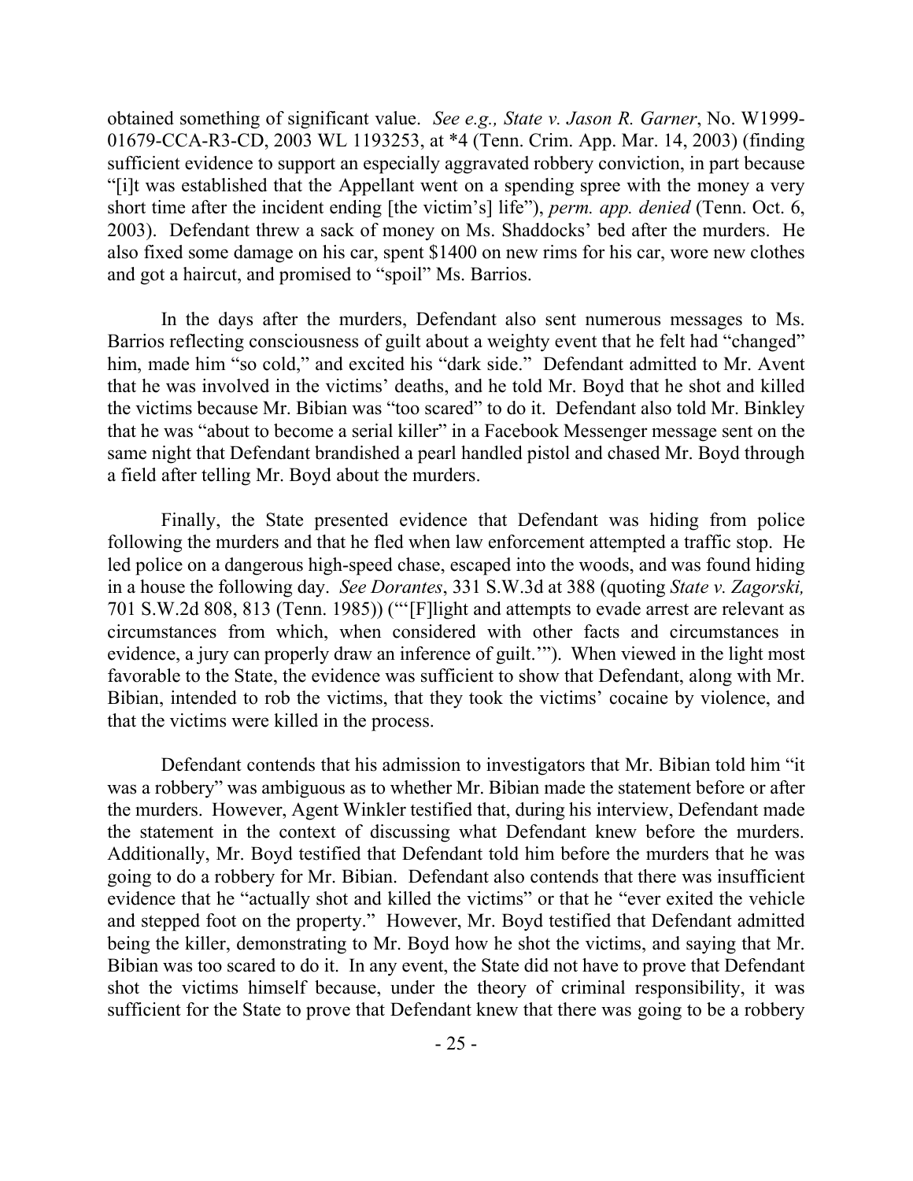obtained something of significant value. *See e.g., State v. Jason R. Garner*, No. W1999-01679-CCA-R3-CD, 2003 WL 1193253, at *4 (Tenn. Crim. App. Mar. 14, 2003) (finding sufficient evidence to support an especially aggravated robbery conviction, in part because "[i]t was established that the Appellant went on a spending spree with the money a very short time after the incident ending [the victim's] life"), *perm. app. denied* (Tenn. Oct. 6, 2003). Defendant threw a sack of money on Ms. Shaddocks' bed after the murders. He also fixed some damage on his car, spent $1400 on new rims for his car, wore new clothes and got a haircut, and promised to "spoil" Ms. Barrios.

In the days after the murders, Defendant also sent numerous messages to Ms. Barrios reflecting consciousness of guilt about a weighty event that he felt had "changed" him, made him "so cold," and excited his "dark side." Defendant admitted to Mr. Avent that he was involved in the victims' deaths, and he told Mr. Boyd that he shot and killed the victims because Mr. Bibian was "too scared" to do it. Defendant also told Mr. Binkley that he was "about to become a serial killer" in a Facebook Messenger message sent on the same night that Defendant brandished a pearl handled pistol and chased Mr. Boyd through a field after telling Mr. Boyd about the murders.

Finally, the State presented evidence that Defendant was hiding from police following the murders and that he fled when law enforcement attempted a traffic stop. He led police on a dangerous high-speed chase, escaped into the woods, and was found hiding in a house the following day. *See Dorantes*, 331 S.W.3d at 388 (quoting *State v. Zagorski,* 701 S.W.2d 808, 813 (Tenn. 1985)) ("'[F]light and attempts to evade arrest are relevant as circumstances from which, when considered with other facts and circumstances in evidence, a jury can properly draw an inference of guilt.'"). When viewed in the light most favorable to the State, the evidence was sufficient to show that Defendant, along with Mr. Bibian, intended to rob the victims, that they took the victims' cocaine by violence, and that the victims were killed in the process.

Defendant contends that his admission to investigators that Mr. Bibian told him "it was a robbery" was ambiguous as to whether Mr. Bibian made the statement before or after the murders. However, Agent Winkler testified that, during his interview, Defendant made the statement in the context of discussing what Defendant knew before the murders. Additionally, Mr. Boyd testified that Defendant told him before the murders that he was going to do a robbery for Mr. Bibian. Defendant also contends that there was insufficient evidence that he "actually shot and killed the victims" or that he "ever exited the vehicle and stepped foot on the property." However, Mr. Boyd testified that Defendant admitted being the killer, demonstrating to Mr. Boyd how he shot the victims, and saying that Mr. Bibian was too scared to do it. In any event, the State did not have to prove that Defendant shot the victims himself because, under the theory of criminal responsibility, it was sufficient for the State to prove that Defendant knew that there was going to be a robbery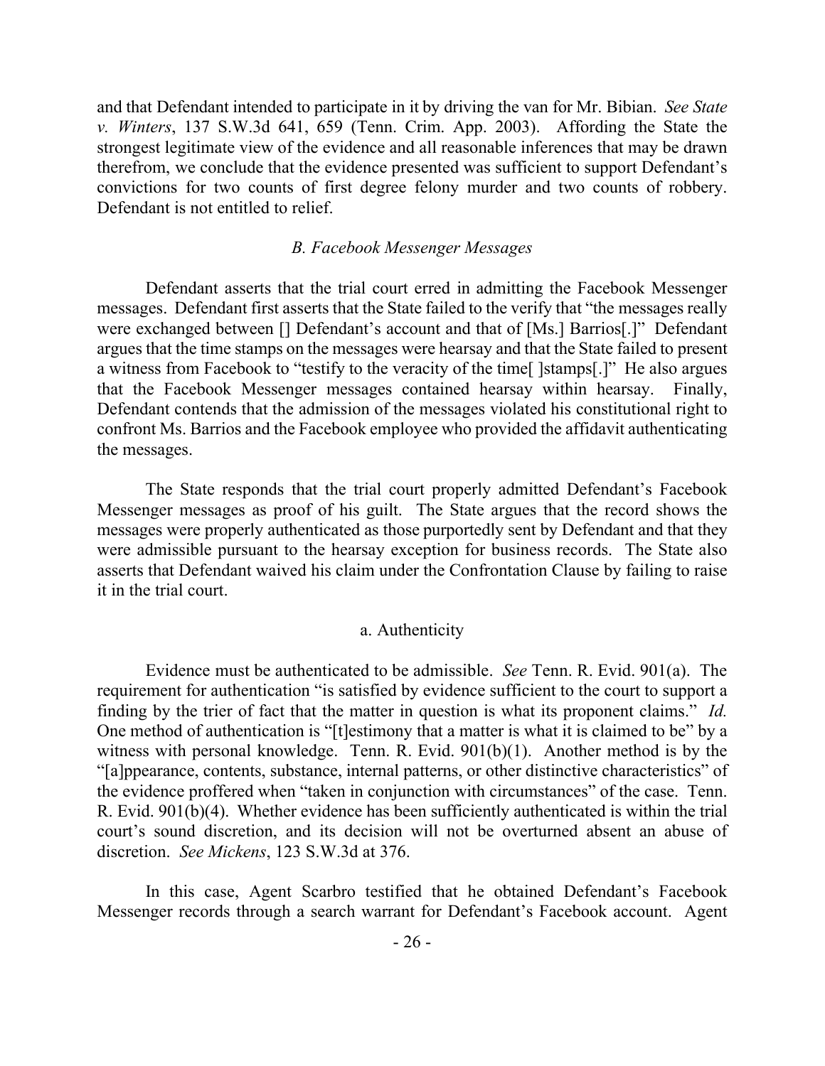and that Defendant intended to participate in it by driving the van for Mr. Bibian. *See State v. Winters*, 137 S.W.3d 641, 659 (Tenn. Crim. App. 2003). Affording the State the strongest legitimate view of the evidence and all reasonable inferences that may be drawn therefrom, we conclude that the evidence presented was sufficient to support Defendant's convictions for two counts of first degree felony murder and two counts of robbery. Defendant is not entitled to relief.

### *B. Facebook Messenger Messages*

Defendant asserts that the trial court erred in admitting the Facebook Messenger messages. Defendant first asserts that the State failed to the verify that "the messages really were exchanged between [] Defendant's account and that of [Ms.] Barrios[.]" Defendant argues that the time stamps on the messages were hearsay and that the State failed to present a witness from Facebook to "testify to the veracity of the time[ ]stamps[.]" He also argues that the Facebook Messenger messages contained hearsay within hearsay. Finally, Defendant contends that the admission of the messages violated his constitutional right to confront Ms. Barrios and the Facebook employee who provided the affidavit authenticating the messages.

The State responds that the trial court properly admitted Defendant's Facebook Messenger messages as proof of his guilt. The State argues that the record shows the messages were properly authenticated as those purportedly sent by Defendant and that they were admissible pursuant to the hearsay exception for business records. The State also asserts that Defendant waived his claim under the Confrontation Clause by failing to raise it in the trial court.

#### a. Authenticity

Evidence must be authenticated to be admissible. *See* Tenn. R. Evid. 901(a). The requirement for authentication "is satisfied by evidence sufficient to the court to support a finding by the trier of fact that the matter in question is what its proponent claims." *Id.* One method of authentication is "[t]estimony that a matter is what it is claimed to be" by a witness with personal knowledge. Tenn. R. Evid. 901(b)(1). Another method is by the "[a]ppearance, contents, substance, internal patterns, or other distinctive characteristics" of the evidence proffered when "taken in conjunction with circumstances" of the case. Tenn. R. Evid. 901(b)(4). Whether evidence has been sufficiently authenticated is within the trial court's sound discretion, and its decision will not be overturned absent an abuse of discretion. *See Mickens*, 123 S.W.3d at 376.

In this case, Agent Scarbro testified that he obtained Defendant's Facebook Messenger records through a search warrant for Defendant's Facebook account. Agent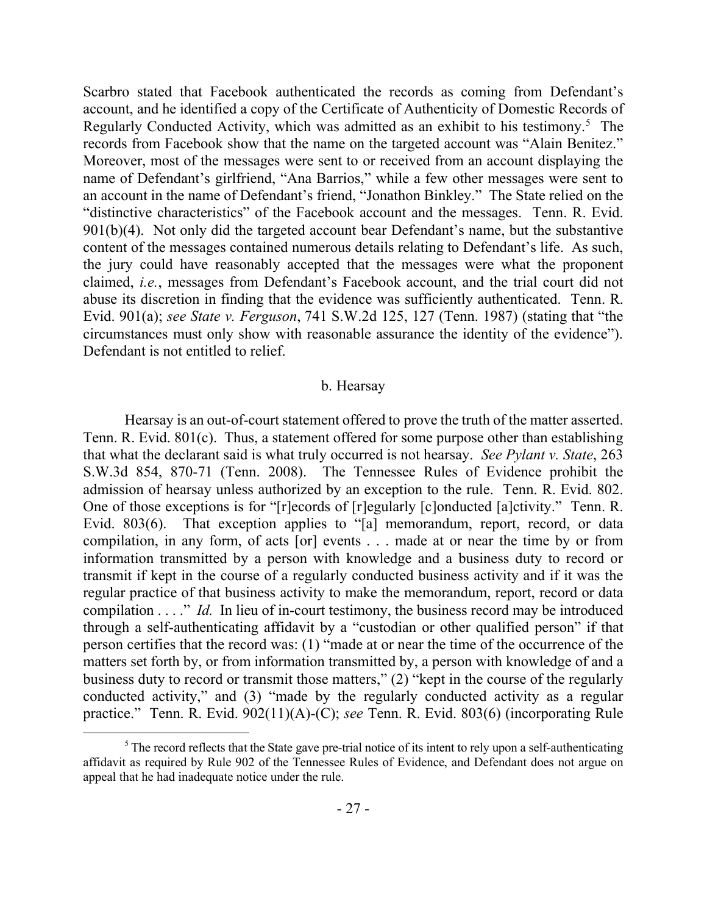Scarbro stated that Facebook authenticated the records as coming from Defendant's account, and he identified a copy of the Certificate of Authenticity of Domestic Records of Regularly Conducted Activity, which was admitted as an exhibit to his testimony.[5] The records from Facebook show that the name on the targeted account was "Alain Benitez." Moreover, most of the messages were sent to or received from an account displaying the name of Defendant's girlfriend, "Ana Barrios," while a few other messages were sent to an account in the name of Defendant's friend, "Jonathon Binkley." The State relied on the "distinctive characteristics" of the Facebook account and the messages. Tenn. R. Evid. 901(b)(4). Not only did the targeted account bear Defendant's name, but the substantive content of the messages contained numerous details relating to Defendant's life. As such, the jury could have reasonably accepted that the messages were what the proponent claimed, *i.e.*, messages from Defendant's Facebook account, and the trial court did not abuse its discretion in finding that the evidence was sufficiently authenticated. Tenn. R. Evid. 901(a); *see State v. Ferguson*, 741 S.W.2d 125, 127 (Tenn. 1987) (stating that "the circumstances must only show with reasonable assurance the identity of the evidence"). Defendant is not entitled to relief.

b. Hearsay

Hearsay is an out-of-court statement offered to prove the truth of the matter asserted. Tenn. R. Evid. 801(c). Thus, a statement offered for some purpose other than establishing that what the declarant said is what truly occurred is not hearsay. *See Pylant v. State*, 263 S.W.3d 854, 870-71 (Tenn. 2008). The Tennessee Rules of Evidence prohibit the admission of hearsay unless authorized by an exception to the rule. Tenn. R. Evid. 802. One of those exceptions is for "[r]ecords of [r]egularly [c]onducted [a]ctivity." Tenn. R. Evid. 803(6). That exception applies to "[a] memorandum, report, record, or data compilation, in any form, of acts [or] events . . . made at or near the time by or from information transmitted by a person with knowledge and a business duty to record or transmit if kept in the course of a regularly conducted business activity and if it was the regular practice of that business activity to make the memorandum, report, record or data compilation . . . ." *Id.* In lieu of in-court testimony, the business record may be introduced through a self-authenticating affidavit by a "custodian or other qualified person" if that person certifies that the record was: (1) "made at or near the time of the occurrence of the matters set forth by, or from information transmitted by, a person with knowledge of and a business duty to record or transmit those matters," (2) "kept in the course of the regularly conducted activity," and (3) "made by the regularly conducted activity as a regular practice." Tenn. R. Evid. 902(11)(A)-(C); *see* Tenn. R. Evid. 803(6) (incorporating Rule

[5] The record reflects that the State gave pre-trial notice of its intent to rely upon a self-authenticating affidavit as required by Rule 902 of the Tennessee Rules of Evidence, and Defendant does not argue on appeal that he had inadequate notice under the rule.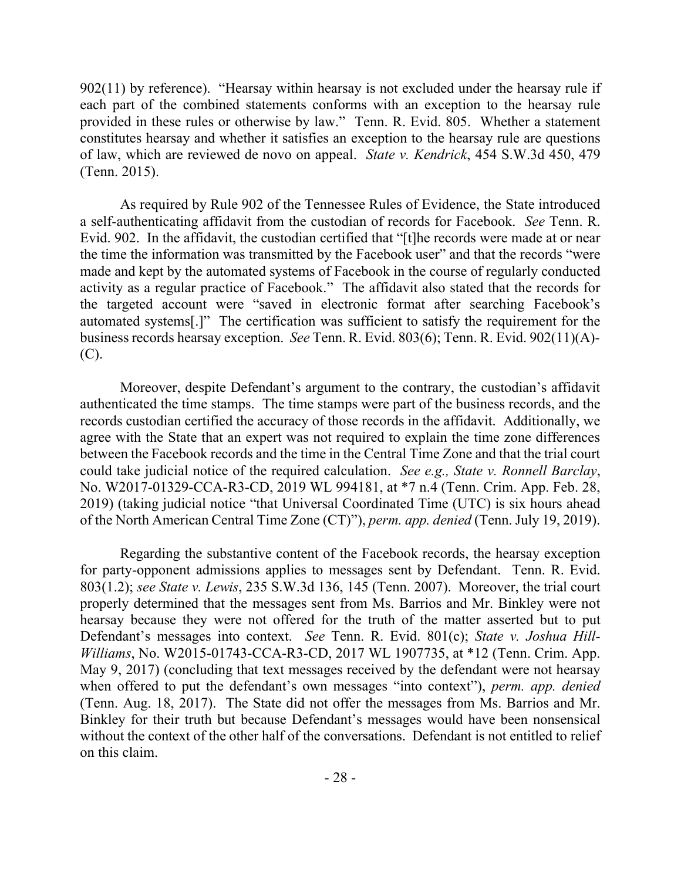902(11) by reference). "Hearsay within hearsay is not excluded under the hearsay rule if each part of the combined statements conforms with an exception to the hearsay rule provided in these rules or otherwise by law." Tenn. R. Evid. 805. Whether a statement constitutes hearsay and whether it satisfies an exception to the hearsay rule are questions of law, which are reviewed de novo on appeal. *State v. Kendrick*, 454 S.W.3d 450, 479 (Tenn. 2015).

As required by Rule 902 of the Tennessee Rules of Evidence, the State introduced a self-authenticating affidavit from the custodian of records for Facebook. *See* Tenn. R. Evid. 902. In the affidavit, the custodian certified that "[t]he records were made at or near the time the information was transmitted by the Facebook user" and that the records "were made and kept by the automated systems of Facebook in the course of regularly conducted activity as a regular practice of Facebook." The affidavit also stated that the records for the targeted account were "saved in electronic format after searching Facebook's automated systems[.]" The certification was sufficient to satisfy the requirement for the business records hearsay exception. *See* Tenn. R. Evid. 803(6); Tenn. R. Evid. 902(11)(A)-(C).

Moreover, despite Defendant's argument to the contrary, the custodian's affidavit authenticated the time stamps. The time stamps were part of the business records, and the records custodian certified the accuracy of those records in the affidavit. Additionally, we agree with the State that an expert was not required to explain the time zone differences between the Facebook records and the time in the Central Time Zone and that the trial court could take judicial notice of the required calculation. *See e.g., State v. Ronnell Barclay*, No. W2017-01329-CCA-R3-CD, 2019 WL 994181, at *7 n.4 (Tenn. Crim. App. Feb. 28, 2019) (taking judicial notice "that Universal Coordinated Time (UTC) is six hours ahead of the North American Central Time Zone (CT)"), *perm. app. denied* (Tenn. July 19, 2019).

Regarding the substantive content of the Facebook records, the hearsay exception for party-opponent admissions applies to messages sent by Defendant. Tenn. R. Evid. 803(1.2); *see State v. Lewis*, 235 S.W.3d 136, 145 (Tenn. 2007). Moreover, the trial court properly determined that the messages sent from Ms. Barrios and Mr. Binkley were not hearsay because they were not offered for the truth of the matter asserted but to put Defendant's messages into context. *See* Tenn. R. Evid. 801(c); *State v. Joshua Hill-Williams*, No. W2015-01743-CCA-R3-CD, 2017 WL 1907735, at *12 (Tenn. Crim. App. May 9, 2017) (concluding that text messages received by the defendant were not hearsay when offered to put the defendant's own messages "into context"), *perm. app. denied* (Tenn. Aug. 18, 2017). The State did not offer the messages from Ms. Barrios and Mr. Binkley for their truth but because Defendant's messages would have been nonsensical without the context of the other half of the conversations. Defendant is not entitled to relief on this claim.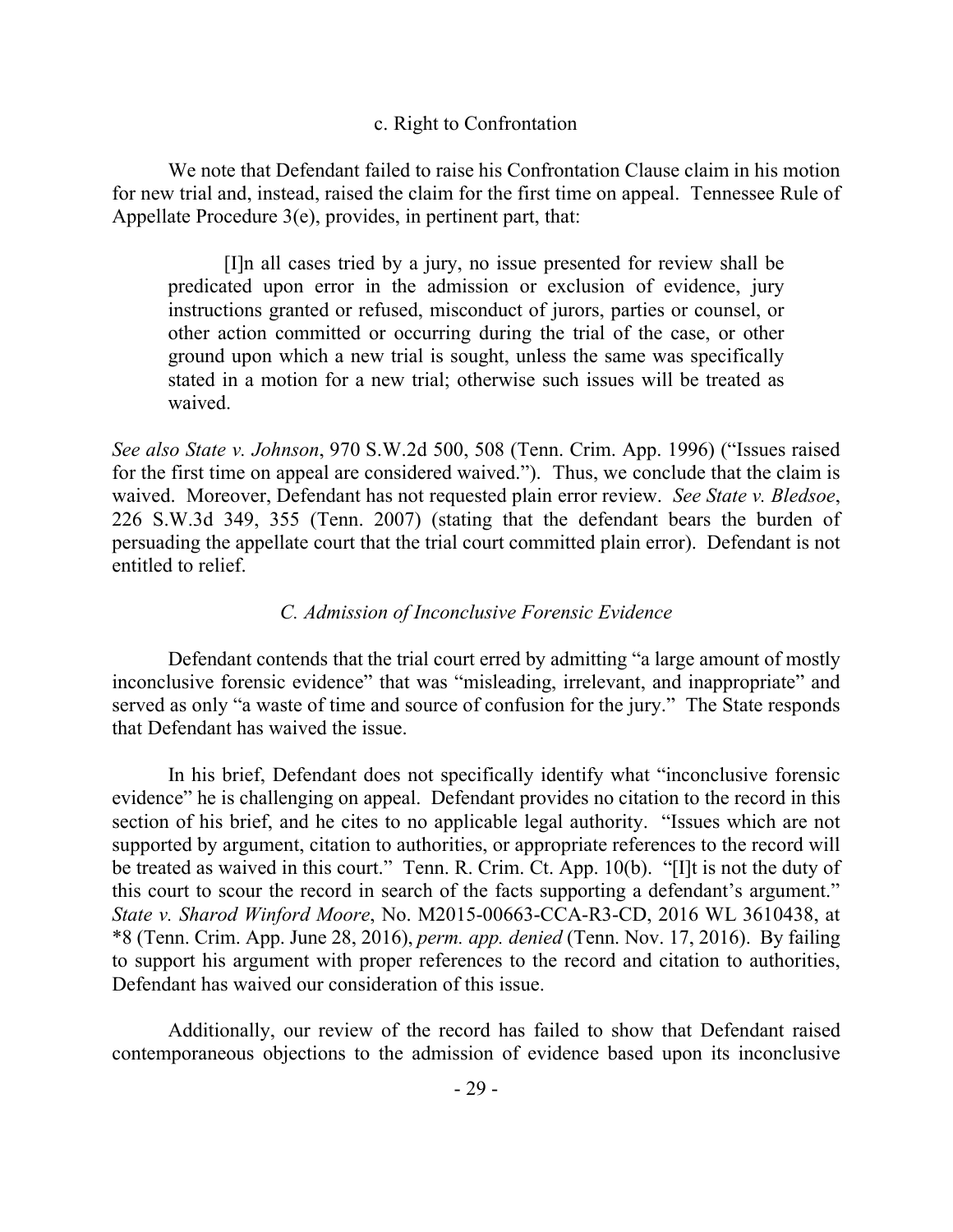c. Right to Confrontation

We note that Defendant failed to raise his Confrontation Clause claim in his motion for new trial and, instead, raised the claim for the first time on appeal. Tennessee Rule of Appellate Procedure 3(e), provides, in pertinent part, that:

> [I]n all cases tried by a jury, no issue presented for review shall be predicated upon error in the admission or exclusion of evidence, jury instructions granted or refused, misconduct of jurors, parties or counsel, or other action committed or occurring during the trial of the case, or other ground upon which a new trial is sought, unless the same was specifically stated in a motion for a new trial; otherwise such issues will be treated as waived.

*See also State v. Johnson*, 970 S.W.2d 500, 508 (Tenn. Crim. App. 1996) ("Issues raised for the first time on appeal are considered waived."). Thus, we conclude that the claim is waived. Moreover, Defendant has not requested plain error review. *See State v. Bledsoe*, 226 S.W.3d 349, 355 (Tenn. 2007) (stating that the defendant bears the burden of persuading the appellate court that the trial court committed plain error). Defendant is not entitled to relief.

*C. Admission of Inconclusive Forensic Evidence*

Defendant contends that the trial court erred by admitting "a large amount of mostly inconclusive forensic evidence" that was "misleading, irrelevant, and inappropriate" and served as only "a waste of time and source of confusion for the jury." The State responds that Defendant has waived the issue.

In his brief, Defendant does not specifically identify what "inconclusive forensic evidence" he is challenging on appeal. Defendant provides no citation to the record in this section of his brief, and he cites to no applicable legal authority. "Issues which are not supported by argument, citation to authorities, or appropriate references to the record will be treated as waived in this court." Tenn. R. Crim. Ct. App. 10(b). "[I]t is not the duty of this court to scour the record in search of the facts supporting a defendant's argument." *State v. Sharod Winford Moore*, No. M2015-00663-CCA-R3-CD, 2016 WL 3610438, at *8 (Tenn. Crim. App. June 28, 2016), *perm. app. denied* (Tenn. Nov. 17, 2016). By failing to support his argument with proper references to the record and citation to authorities, Defendant has waived our consideration of this issue.

Additionally, our review of the record has failed to show that Defendant raised contemporaneous objections to the admission of evidence based upon its inconclusive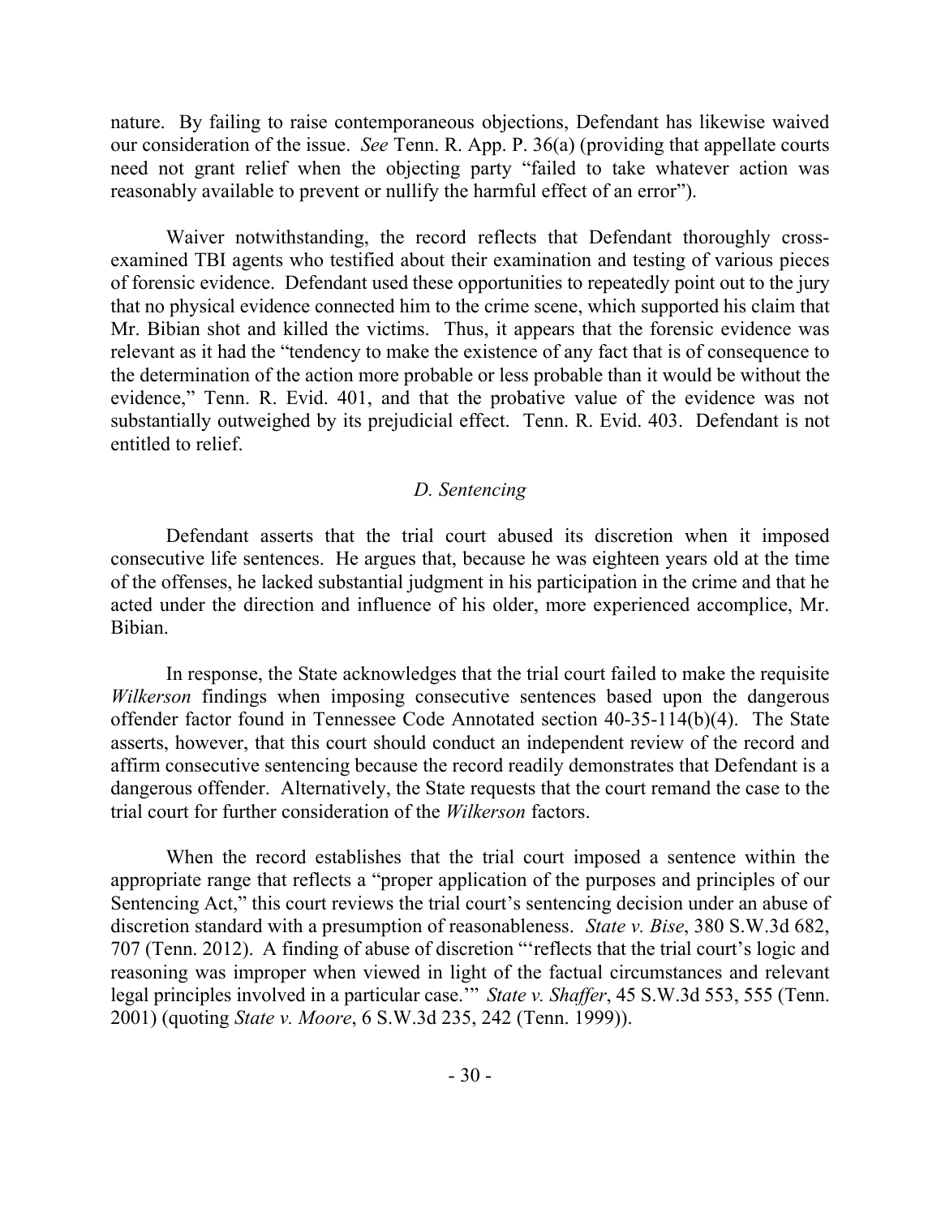nature. By failing to raise contemporaneous objections, Defendant has likewise waived our consideration of the issue. *See* Tenn. R. App. P. 36(a) (providing that appellate courts need not grant relief when the objecting party "failed to take whatever action was reasonably available to prevent or nullify the harmful effect of an error").

Waiver notwithstanding, the record reflects that Defendant thoroughly cross-examined TBI agents who testified about their examination and testing of various pieces of forensic evidence. Defendant used these opportunities to repeatedly point out to the jury that no physical evidence connected him to the crime scene, which supported his claim that Mr. Bibian shot and killed the victims. Thus, it appears that the forensic evidence was relevant as it had the "tendency to make the existence of any fact that is of consequence to the determination of the action more probable or less probable than it would be without the evidence," Tenn. R. Evid. 401, and that the probative value of the evidence was not substantially outweighed by its prejudicial effect. Tenn. R. Evid. 403. Defendant is not entitled to relief.

### *D. Sentencing*

Defendant asserts that the trial court abused its discretion when it imposed consecutive life sentences. He argues that, because he was eighteen years old at the time of the offenses, he lacked substantial judgment in his participation in the crime and that he acted under the direction and influence of his older, more experienced accomplice, Mr. Bibian.

In response, the State acknowledges that the trial court failed to make the requisite *Wilkerson* findings when imposing consecutive sentences based upon the dangerous offender factor found in Tennessee Code Annotated section 40-35-114(b)(4). The State asserts, however, that this court should conduct an independent review of the record and affirm consecutive sentencing because the record readily demonstrates that Defendant is a dangerous offender. Alternatively, the State requests that the court remand the case to the trial court for further consideration of the *Wilkerson* factors.

When the record establishes that the trial court imposed a sentence within the appropriate range that reflects a "proper application of the purposes and principles of our Sentencing Act," this court reviews the trial court's sentencing decision under an abuse of discretion standard with a presumption of reasonableness. *State v. Bise*, 380 S.W.3d 682, 707 (Tenn. 2012). A finding of abuse of discretion "'reflects that the trial court's logic and reasoning was improper when viewed in light of the factual circumstances and relevant legal principles involved in a particular case.'" *State v. Shaffer*, 45 S.W.3d 553, 555 (Tenn. 2001) (quoting *State v. Moore*, 6 S.W.3d 235, 242 (Tenn. 1999)).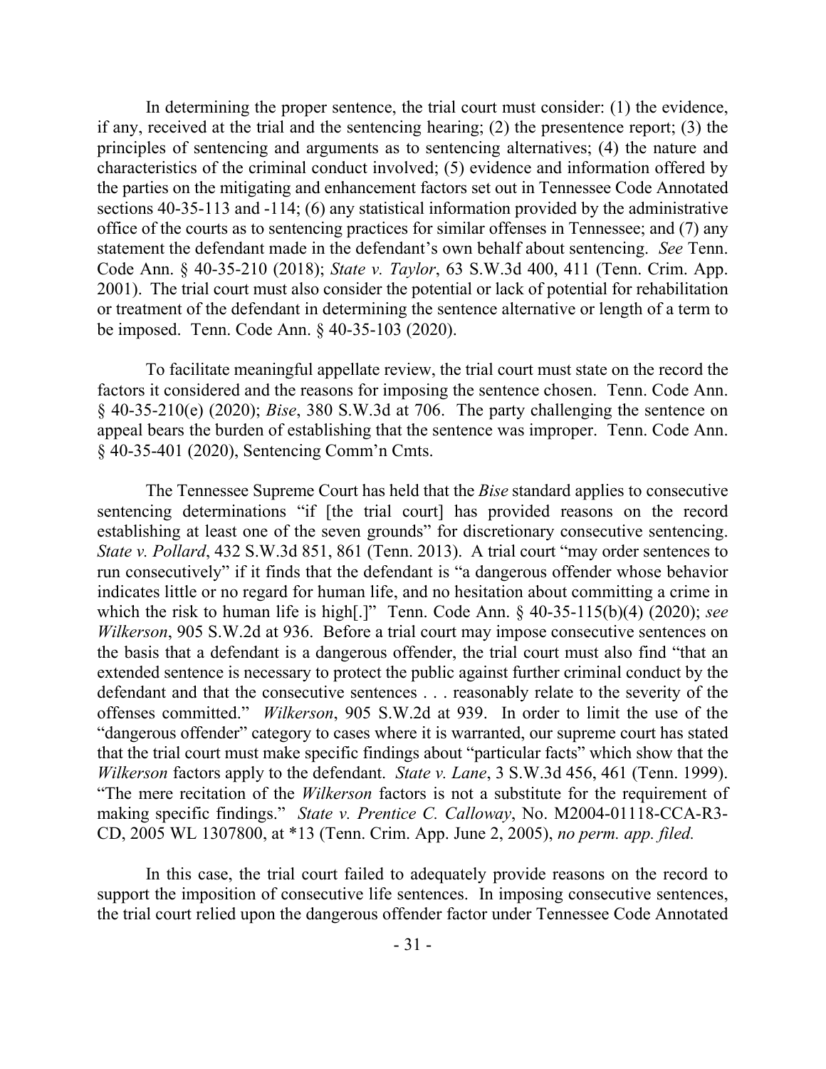In determining the proper sentence, the trial court must consider: (1) the evidence, if any, received at the trial and the sentencing hearing; (2) the presentence report; (3) the principles of sentencing and arguments as to sentencing alternatives; (4) the nature and characteristics of the criminal conduct involved; (5) evidence and information offered by the parties on the mitigating and enhancement factors set out in Tennessee Code Annotated sections 40-35-113 and -114; (6) any statistical information provided by the administrative office of the courts as to sentencing practices for similar offenses in Tennessee; and (7) any statement the defendant made in the defendant's own behalf about sentencing. *See* Tenn. Code Ann. § 40-35-210 (2018); *State v. Taylor*, 63 S.W.3d 400, 411 (Tenn. Crim. App. 2001). The trial court must also consider the potential or lack of potential for rehabilitation or treatment of the defendant in determining the sentence alternative or length of a term to be imposed. Tenn. Code Ann. § 40-35-103 (2020).

To facilitate meaningful appellate review, the trial court must state on the record the factors it considered and the reasons for imposing the sentence chosen. Tenn. Code Ann. § 40-35-210(e) (2020); *Bise*, 380 S.W.3d at 706. The party challenging the sentence on appeal bears the burden of establishing that the sentence was improper. Tenn. Code Ann. § 40-35-401 (2020), Sentencing Comm'n Cmts.

The Tennessee Supreme Court has held that the *Bise* standard applies to consecutive sentencing determinations "if [the trial court] has provided reasons on the record establishing at least one of the seven grounds" for discretionary consecutive sentencing. *State v. Pollard*, 432 S.W.3d 851, 861 (Tenn. 2013). A trial court "may order sentences to run consecutively" if it finds that the defendant is "a dangerous offender whose behavior indicates little or no regard for human life, and no hesitation about committing a crime in which the risk to human life is high[.]" Tenn. Code Ann. § 40-35-115(b)(4) (2020); *see Wilkerson*, 905 S.W.2d at 936. Before a trial court may impose consecutive sentences on the basis that a defendant is a dangerous offender, the trial court must also find "that an extended sentence is necessary to protect the public against further criminal conduct by the defendant and that the consecutive sentences . . . reasonably relate to the severity of the offenses committed." *Wilkerson*, 905 S.W.2d at 939. In order to limit the use of the "dangerous offender" category to cases where it is warranted, our supreme court has stated that the trial court must make specific findings about "particular facts" which show that the *Wilkerson* factors apply to the defendant. *State v. Lane*, 3 S.W.3d 456, 461 (Tenn. 1999). "The mere recitation of the *Wilkerson* factors is not a substitute for the requirement of making specific findings." *State v. Prentice C. Calloway*, No. M2004-01118-CCA-R3-CD, 2005 WL 1307800, at *13 (Tenn. Crim. App. June 2, 2005), *no perm. app. filed.*

In this case, the trial court failed to adequately provide reasons on the record to support the imposition of consecutive life sentences. In imposing consecutive sentences, the trial court relied upon the dangerous offender factor under Tennessee Code Annotated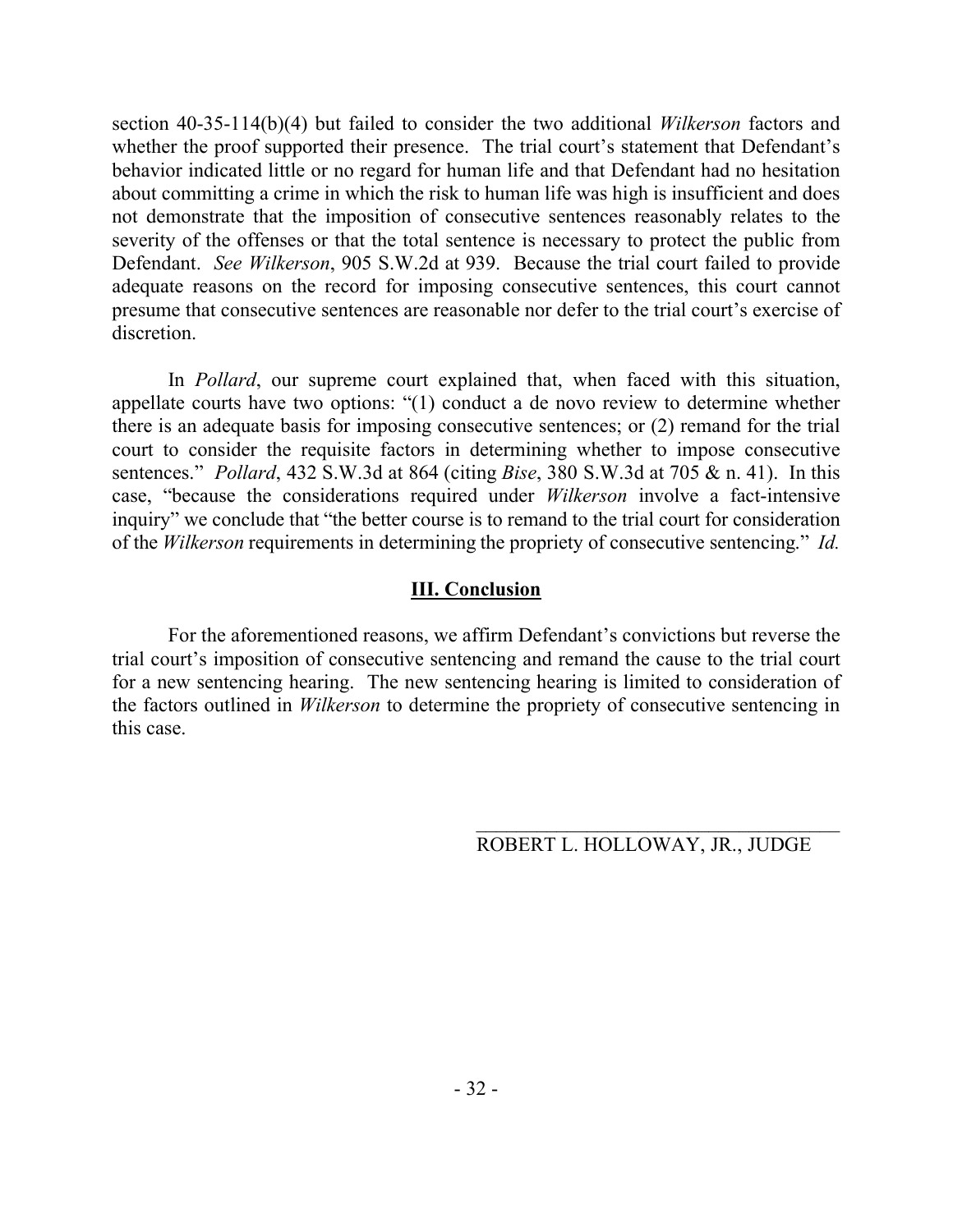section 40-35-114(b)(4) but failed to consider the two additional *Wilkerson* factors and whether the proof supported their presence. The trial court's statement that Defendant's behavior indicated little or no regard for human life and that Defendant had no hesitation about committing a crime in which the risk to human life was high is insufficient and does not demonstrate that the imposition of consecutive sentences reasonably relates to the severity of the offenses or that the total sentence is necessary to protect the public from Defendant. *See Wilkerson*, 905 S.W.2d at 939. Because the trial court failed to provide adequate reasons on the record for imposing consecutive sentences, this court cannot presume that consecutive sentences are reasonable nor defer to the trial court's exercise of discretion.

In *Pollard*, our supreme court explained that, when faced with this situation, appellate courts have two options: "(1) conduct a de novo review to determine whether there is an adequate basis for imposing consecutive sentences; or (2) remand for the trial court to consider the requisite factors in determining whether to impose consecutive sentences." *Pollard*, 432 S.W.3d at 864 (citing *Bise*, 380 S.W.3d at 705 & n. 41). In this case, "because the considerations required under *Wilkerson* involve a fact-intensive inquiry" we conclude that "the better course is to remand to the trial court for consideration of the *Wilkerson* requirements in determining the propriety of consecutive sentencing." *Id.*

## III. Conclusion

For the aforementioned reasons, we affirm Defendant's convictions but reverse the trial court's imposition of consecutive sentencing and remand the cause to the trial court for a new sentencing hearing. The new sentencing hearing is limited to consideration of the factors outlined in *Wilkerson* to determine the propriety of consecutive sentencing in this case.

ROBERT L. HOLLOWAY, JR., JUDGE